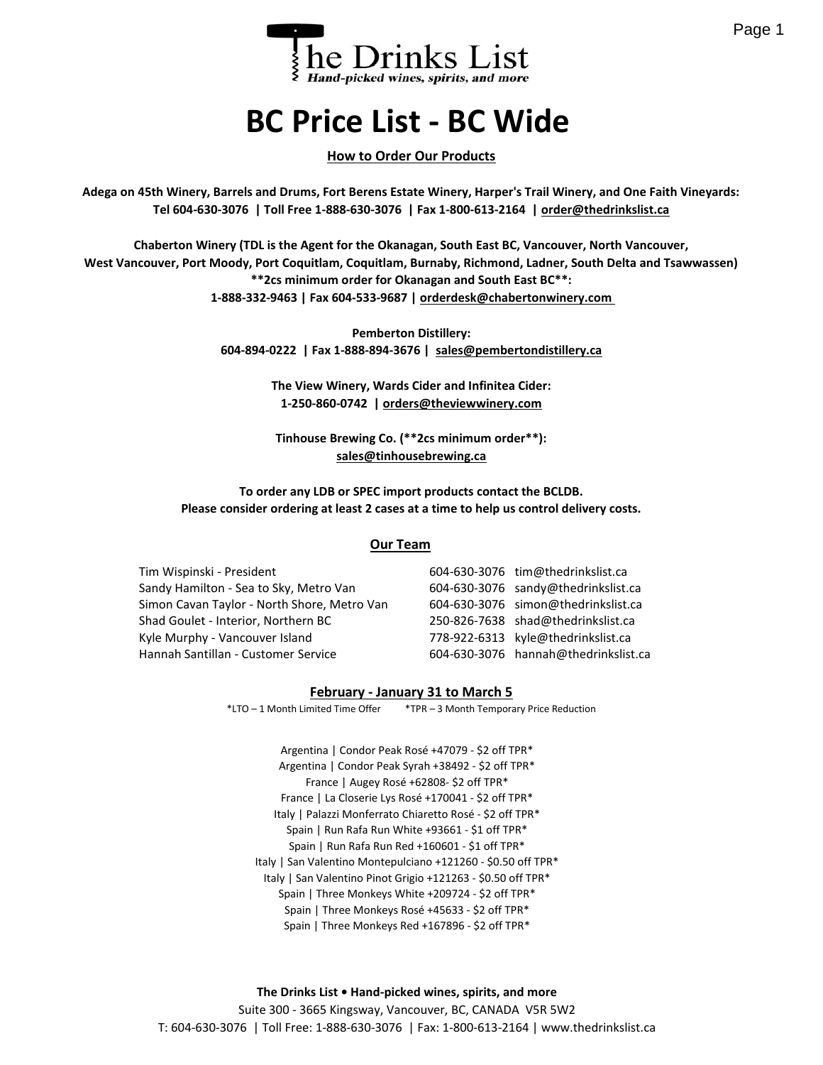The Drinks List
*Hand-picked wines, spirits, and more*

# BC Price List - BC Wide

## How to Order Our Products

**Adega on 45th Winery, Barrels and Drums, Fort Berens Estate Winery, Harper's Trail Winery, and One Faith Vineyards:**
**Tel 604-630-3076 | Toll Free 1-888-630-3076 | Fax 1-800-613-2164 | order@thedrinkslist.ca**

**Chaberton Winery (TDL is the Agent for the Okanagan, South East BC, Vancouver, North Vancouver, West Vancouver, Port Moody, Port Coquitlam, Coquitlam, Burnaby, Richmond, Ladner, South Delta and Tsawwassen)**
**\*\*2cs minimum order for Okanagan and South East BC\*\*:**
**1-888-332-9463 | Fax 604-533-9687 | orderdesk@chabertonwinery.com**

**Pemberton Distillery:**
**604-894-0222 | Fax 1-888-894-3676 | sales@pembertondistillery.ca**

**The View Winery, Wards Cider and Infinitea Cider:**
**1-250-860-0742 | orders@theviewwinery.com**

**Tinhouse Brewing Co. (\*\*2cs minimum order\*\*):**
**sales@tinhousebrewing.ca**

**To order any LDB or SPEC import products contact the BCLDB.**
**Please consider ordering at least 2 cases at a time to help us control delivery costs.**

## Our Team

| | | |
|---|---|---|
| Tim Wispinski - President | 604-630-3076 | tim@thedrinkslist.ca |
| Sandy Hamilton - Sea to Sky, Metro Van | 604-630-3076 | sandy@thedrinkslist.ca |
| Simon Cavan Taylor - North Shore, Metro Van | 604-630-3076 | simon@thedrinkslist.ca |
| Shad Goulet - Interior, Northern BC | 250-826-7638 | shad@thedrinkslist.ca |
| Kyle Murphy - Vancouver Island | 778-922-6313 | kyle@thedrinkslist.ca |
| Hannah Santillan - Customer Service | 604-630-3076 | hannah@thedrinkslist.ca |

## February - January 31 to March 5

*LTO – 1 Month Limited Time Offer    *TPR – 3 Month Temporary Price Reduction

Argentina | Condor Peak Rosé +47079 - $2 off TPR*
Argentina | Condor Peak Syrah +38492 - $2 off TPR*
France | Augey Rosé +62808- $2 off TPR*
France | La Closerie Lys Rosé +170041 - $2 off TPR*
Italy | Palazzi Monferrato Chiaretto Rosé - $2 off TPR*
Spain | Run Rafa Run White +93661 - $1 off TPR*
Spain | Run Rafa Run Red +160601 - $1 off TPR*
Italy | San Valentino Montepulciano +121260 - $0.50 off TPR*
Italy | San Valentino Pinot Grigio +121263 - $0.50 off TPR*
Spain | Three Monkeys White +209724 - $2 off TPR*
Spain | Three Monkeys Rosé +45633 - $2 off TPR*
Spain | Three Monkeys Red +167896 - $2 off TPR*

**The Drinks List • Hand-picked wines, spirits, and more**
Suite 300 - 3665 Kingsway, Vancouver, BC, CANADA V5R 5W2
T: 604-630-3076 | Toll Free: 1-888-630-3076 | Fax: 1-800-613-2164 | www.thedrinkslist.ca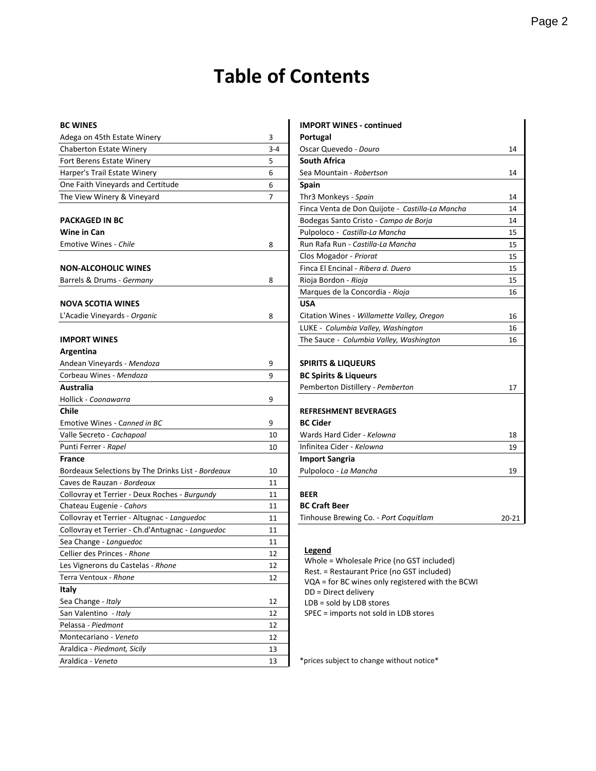# Table of Contents

| BC WINES | |
|---|---|
| Adega on 45th Estate Winery | 3 |
| Chaberton Estate Winery | 3-4 |
| Fort Berens Estate Winery | 5 |
| Harper's Trail Estate Winery | 6 |
| One Faith Vineyards and Certitude | 6 |
| The View Winery & Vineyard | 7 |
| | |
| **PACKAGED IN BC** | |
| **Wine in Can** | |
| Emotive Wines - *Chile* | 8 |
| | |
| **NON-ALCOHOLIC WINES** | |
| Barrels & Drums - *Germany* | 8 |
| | |
| **NOVA SCOTIA WINES** | |
| L'Acadie Vineyards - *Organic* | 8 |
| | |
| **IMPORT WINES** | |
| **Argentina** | |
| Andean Vineyards - *Mendoza* | 9 |
| Corbeau Wines - *Mendoza* | 9 |
| **Australia** | |
| Hollick - *Coonawarra* | 9 |
| **Chile** | |
| Emotive Wines - C*anned in BC* | 9 |
| Valle Secreto - *Cachapoal* | 10 |
| Punti Ferrer - *Rapel* | 10 |
| **France** | |
| Bordeaux Selections by The Drinks List - *Bordeaux* | 10 |
| Caves de Rauzan - *Bordeaux* | 11 |
| Collovray et Terrier - Deux Roches - *Burgundy* | 11 |
| Chateau Eugenie - *Cahors* | 11 |
| Collovray et Terrier - Altugnac - *Languedoc* | 11 |
| Collovray et Terrier - Ch.d'Antugnac - *Languedoc* | 11 |
| Sea Change - *Languedoc* | 11 |
| Cellier des Princes - *Rhone* | 12 |
| Les Vignerons du Castelas - *Rhone* | 12 |
| Terra Ventoux - *Rhone* | 12 |
| **Italy** | |
| Sea Change - *Italy* | 12 |
| San Valentino - *Italy* | 12 |
| Pelassa - *Piedmont* | 12 |
| Montecariano - *Veneto* | 12 |
| Araldica - *Piedmont, Sicily* | 13 |
| Araldica - *Veneto* | 13 |

| IMPORT WINES - continued | |
|---|---|
| **Portugal** | |
| Oscar Quevedo - *Douro* | 14 |
| **South Africa** | |
| Sea Mountain - *Robertson* | 14 |
| **Spain** | |
| Thr3 Monkeys - *Spain* | 14 |
| Finca Venta de Don Quijote - *Castilla-La Mancha* | 14 |
| Bodegas Santo Cristo - *Campo de Borja* | 14 |
| Pulpoloco - *Castilla-La Mancha* | 15 |
| Run Rafa Run - *Castilla-La Mancha* | 15 |
| Clos Mogador - *Priorat* | 15 |
| Finca El Encinal - *Ribera d. Duero* | 15 |
| Rioja Bordon - *Rioja* | 15 |
| Marques de la Concordia - *Rioja* | 16 |
| **USA** | |
| Citation Wines - *Willamette Valley, Oregon* | 16 |
| LUKE - *Columbia Valley, Washington* | 16 |
| The Sauce - *Columbia Valley, Washington* | 16 |
| | |
| **SPIRITS & LIQUEURS** | |
| **BC Spirits & Liqueurs** | |
| Pemberton Distillery - *Pemberton* | 17 |
| | |
| **REFRESHMENT BEVERAGES** | |
| **BC Cider** | |
| Wards Hard Cider - *Kelowna* | 18 |
| Infinitea Cider - *Kelowna* | 19 |
| **Import Sangria** | |
| Pulpoloco - *La Mancha* | 19 |
| | |
| **BEER** | |
| **BC Craft Beer** | |
| Tinhouse Brewing Co. - *Port Coquitlam* | 20-21 |

**Legend**

Whole = Wholesale Price (no GST included)
Rest. = Restaurant Price (no GST included)
VQA = for BC wines only registered with the BCWI
DD = Direct delivery
LDB = sold by LDB stores
SPEC = imports not sold in LDB stores

*prices subject to change without notice*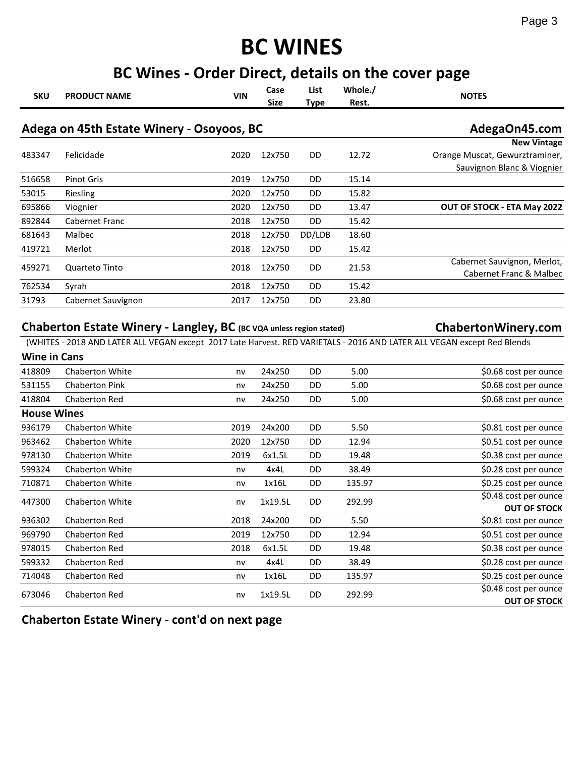# BC WINES

## BC Wines - Order Direct, details on the cover page

### Adega on 45th Estate Winery - Osoyoos, BC

AdegaOn45.com

| SKU | PRODUCT NAME | VIN | Case Size | List Type | Whole./ Rest. | NOTES |
|---|---|---|---|---|---|---|
| 483347 | Felicidade | 2020 | 12x750 | DD | 12.72 | **New Vintage** Orange Muscat, Gewurztraminer, Sauvignon Blanc & Viognier |
| 516658 | Pinot Gris | 2019 | 12x750 | DD | 15.14 | |
| 53015 | Riesling | 2020 | 12x750 | DD | 15.82 | |
| 695866 | Viognier | 2020 | 12x750 | DD | 13.47 | **OUT OF STOCK - ETA May 2022** |
| 892844 | Cabernet Franc | 2018 | 12x750 | DD | 15.42 | |
| 681643 | Malbec | 2018 | 12x750 | DD/LDB | 18.60 | |
| 419721 | Merlot | 2018 | 12x750 | DD | 15.42 | |
| 459271 | Quarteto Tinto | 2018 | 12x750 | DD | 21.53 | Cabernet Sauvignon, Merlot, Cabernet Franc & Malbec |
| 762534 | Syrah | 2018 | 12x750 | DD | 15.42 | |
| 31793 | Cabernet Sauvignon | 2017 | 12x750 | DD | 23.80 | |

### Chaberton Estate Winery - Langley, BC (BC VQA unless region stated)

ChabertonWinery.com

(WHITES - 2018 AND LATER ALL VEGAN except 2017 Late Harvest. RED VARIETALS - 2016 AND LATER ALL VEGAN except Red Blends

| SKU | PRODUCT NAME | VIN | Case Size | List Type | Whole./ Rest. | NOTES |
|---|---|---|---|---|---|---|
| **Wine in Cans** | | | | | | |
| 418809 | Chaberton White | nv | 24x250 | DD | 5.00 | $0.68 cost per ounce |
| 531155 | Chaberton Pink | nv | 24x250 | DD | 5.00 | $0.68 cost per ounce |
| 418804 | Chaberton Red | nv | 24x250 | DD | 5.00 | $0.68 cost per ounce |
| **House Wines** | | | | | | |
| 936179 | Chaberton White | 2019 | 24x200 | DD | 5.50 | $0.81 cost per ounce |
| 963462 | Chaberton White | 2020 | 12x750 | DD | 12.94 | $0.51 cost per ounce |
| 978130 | Chaberton White | 2019 | 6x1.5L | DD | 19.48 | $0.38 cost per ounce |
| 599324 | Chaberton White | nv | 4x4L | DD | 38.49 | $0.28 cost per ounce |
| 710871 | Chaberton White | nv | 1x16L | DD | 135.97 | $0.25 cost per ounce |
| 447300 | Chaberton White | nv | 1x19.5L | DD | 292.99 | $0.48 cost per ounce **OUT OF STOCK** |
| 936302 | Chaberton Red | 2018 | 24x200 | DD | 5.50 | $0.81 cost per ounce |
| 969790 | Chaberton Red | 2019 | 12x750 | DD | 12.94 | $0.51 cost per ounce |
| 978015 | Chaberton Red | 2018 | 6x1.5L | DD | 19.48 | $0.38 cost per ounce |
| 599332 | Chaberton Red | nv | 4x4L | DD | 38.49 | $0.28 cost per ounce |
| 714048 | Chaberton Red | nv | 1x16L | DD | 135.97 | $0.25 cost per ounce |
| 673046 | Chaberton Red | nv | 1x19.5L | DD | 292.99 | $0.48 cost per ounce **OUT OF STOCK** |

**Chaberton Estate Winery - cont'd on next page**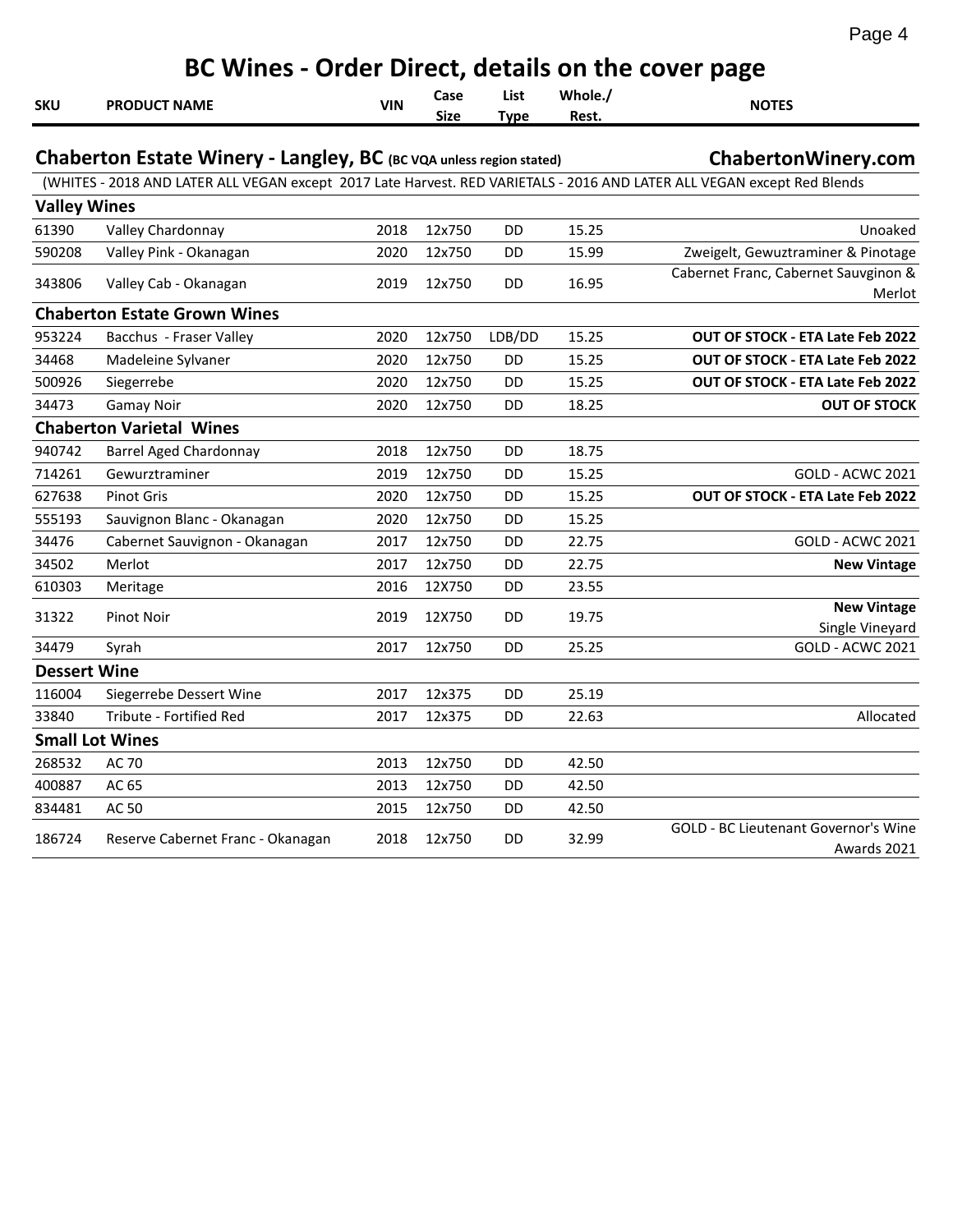# BC Wines - Order Direct, details on the cover page

| SKU | PRODUCT NAME | VIN | Case Size | List Type | Whole./ Rest. | NOTES |
|---|---|---|---|---|---|---|
| **Chaberton Estate Winery - Langley, BC** (BC VQA unless region stated) | | | | | | **ChabertonWinery.com** |
| (WHITES - 2018 AND LATER ALL VEGAN except 2017 Late Harvest. RED VARIETALS - 2016 AND LATER ALL VEGAN except Red Blends | | | | | | |
| **Valley Wines** | | | | | | |
| 61390 | Valley Chardonnay | 2018 | 12x750 | DD | 15.25 | Unoaked |
| 590208 | Valley Pink - Okanagan | 2020 | 12x750 | DD | 15.99 | Zweigelt, Gewuztraminer & Pinotage |
| 343806 | Valley Cab - Okanagan | 2019 | 12x750 | DD | 16.95 | Cabernet Franc, Cabernet Sauvginon & Merlot |
| **Chaberton Estate Grown Wines** | | | | | | |
| 953224 | Bacchus - Fraser Valley | 2020 | 12x750 | LDB/DD | 15.25 | **OUT OF STOCK - ETA Late Feb 2022** |
| 34468 | Madeleine Sylvaner | 2020 | 12x750 | DD | 15.25 | **OUT OF STOCK - ETA Late Feb 2022** |
| 500926 | Siegerrebe | 2020 | 12x750 | DD | 15.25 | **OUT OF STOCK - ETA Late Feb 2022** |
| 34473 | Gamay Noir | 2020 | 12x750 | DD | 18.25 | **OUT OF STOCK** |
| **Chaberton Varietal Wines** | | | | | | |
| 940742 | Barrel Aged Chardonnay | 2018 | 12x750 | DD | 18.75 | |
| 714261 | Gewurztraminer | 2019 | 12x750 | DD | 15.25 | GOLD - ACWC 2021 |
| 627638 | Pinot Gris | 2020 | 12x750 | DD | 15.25 | **OUT OF STOCK - ETA Late Feb 2022** |
| 555193 | Sauvignon Blanc - Okanagan | 2020 | 12x750 | DD | 15.25 | |
| 34476 | Cabernet Sauvignon - Okanagan | 2017 | 12x750 | DD | 22.75 | GOLD - ACWC 2021 |
| 34502 | Merlot | 2017 | 12x750 | DD | 22.75 | **New Vintage** |
| 610303 | Meritage | 2016 | 12X750 | DD | 23.55 | |
| 31322 | Pinot Noir | 2019 | 12X750 | DD | 19.75 | **New Vintage** Single Vineyard |
| 34479 | Syrah | 2017 | 12x750 | DD | 25.25 | GOLD - ACWC 2021 |
| **Dessert Wine** | | | | | | |
| 116004 | Siegerrebe Dessert Wine | 2017 | 12x375 | DD | 25.19 | |
| 33840 | Tribute - Fortified Red | 2017 | 12x375 | DD | 22.63 | Allocated |
| **Small Lot Wines** | | | | | | |
| 268532 | AC 70 | 2013 | 12x750 | DD | 42.50 | |
| 400887 | AC 65 | 2013 | 12x750 | DD | 42.50 | |
| 834481 | AC 50 | 2015 | 12x750 | DD | 42.50 | |
| 186724 | Reserve Cabernet Franc - Okanagan | 2018 | 12x750 | DD | 32.99 | GOLD - BC Lieutenant Governor's Wine Awards 2021 |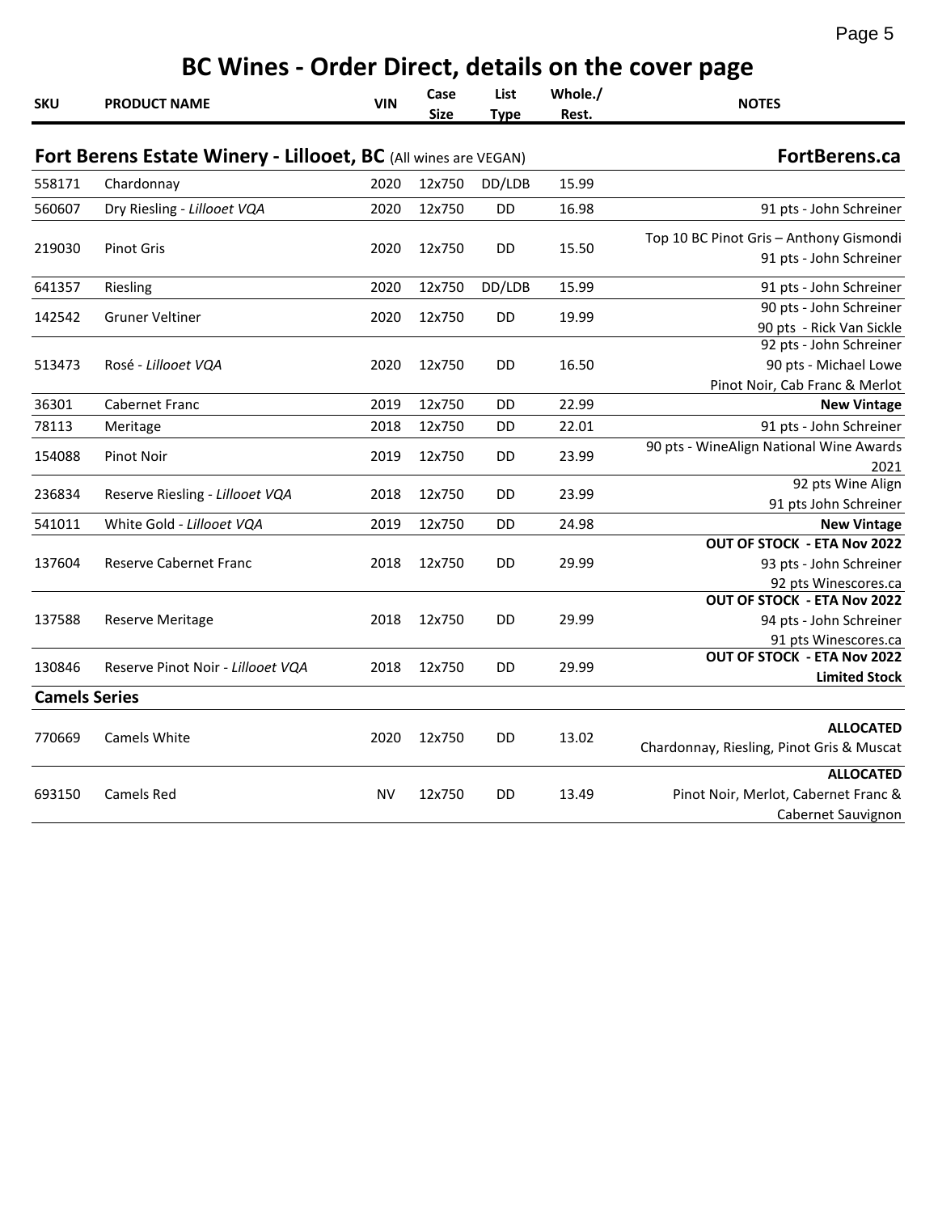# BC Wines - Order Direct, details on the cover page

| SKU | PRODUCT NAME | VIN | Case Size | List Type | Whole./ Rest. | NOTES |
|---|---|---|---|---|---|---|
| **Fort Berens Estate Winery - Lillooet, BC** (All wines are VEGAN) | | | | | | **FortBerens.ca** |
| 558171 | Chardonnay | 2020 | 12x750 | DD/LDB | 15.99 | |
| 560607 | Dry Riesling - *Lillooet VQA* | 2020 | 12x750 | DD | 16.98 | 91 pts - John Schreiner |
| 219030 | Pinot Gris | 2020 | 12x750 | DD | 15.50 | Top 10 BC Pinot Gris – Anthony Gismondi<br>91 pts - John Schreiner |
| 641357 | Riesling | 2020 | 12x750 | DD/LDB | 15.99 | 91 pts - John Schreiner |
| 142542 | Gruner Veltiner | 2020 | 12x750 | DD | 19.99 | 90 pts - John Schreiner<br>90 pts - Rick Van Sickle |
| 513473 | Rosé - *Lillooet VQA* | 2020 | 12x750 | DD | 16.50 | 92 pts - John Schreiner<br>90 pts - Michael Lowe<br>Pinot Noir, Cab Franc & Merlot |
| 36301 | Cabernet Franc | 2019 | 12x750 | DD | 22.99 | **New Vintage** |
| 78113 | Meritage | 2018 | 12x750 | DD | 22.01 | 91 pts - John Schreiner |
| 154088 | Pinot Noir | 2019 | 12x750 | DD | 23.99 | 90 pts - WineAlign National Wine Awards 2021 |
| 236834 | Reserve Riesling - *Lillooet VQA* | 2018 | 12x750 | DD | 23.99 | 92 pts Wine Align<br>91 pts John Schreiner |
| 541011 | White Gold - *Lillooet VQA* | 2019 | 12x750 | DD | 24.98 | **New Vintage** |
| 137604 | Reserve Cabernet Franc | 2018 | 12x750 | DD | 29.99 | **OUT OF STOCK - ETA Nov 2022**<br>93 pts - John Schreiner<br>92 pts Winescores.ca |
| 137588 | Reserve Meritage | 2018 | 12x750 | DD | 29.99 | **OUT OF STOCK - ETA Nov 2022**<br>94 pts - John Schreiner<br>91 pts Winescores.ca |
| 130846 | Reserve Pinot Noir - *Lillooet VQA* | 2018 | 12x750 | DD | 29.99 | **OUT OF STOCK - ETA Nov 2022**<br>**Limited Stock** |
| **Camels Series** | | | | | | |
| 770669 | Camels White | 2020 | 12x750 | DD | 13.02 | **ALLOCATED**<br>Chardonnay, Riesling, Pinot Gris & Muscat |
| 693150 | Camels Red | NV | 12x750 | DD | 13.49 | **ALLOCATED**<br>Pinot Noir, Merlot, Cabernet Franc & Cabernet Sauvignon |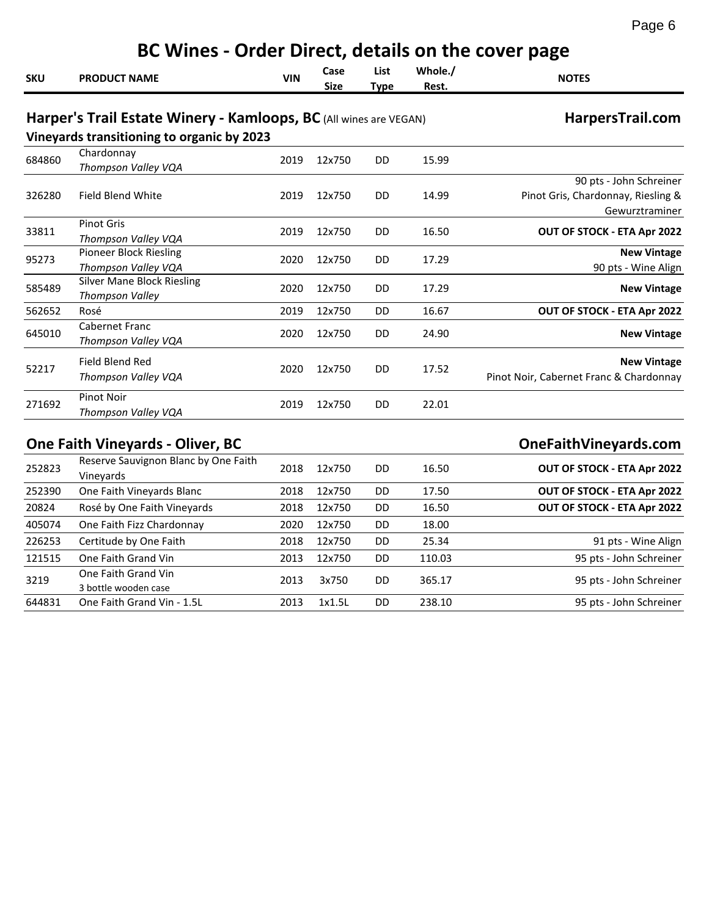# BC Wines - Order Direct, details on the cover page

| SKU | PRODUCT NAME | VIN | Case Size | List Type | Whole./ Rest. | NOTES |
|---|---|---|---|---|---|---|

## Harper's Trail Estate Winery - Kamloops, BC (All wines are VEGAN) — HarpersTrail.com

**Vineyards transitioning to organic by 2023**

| SKU | PRODUCT NAME | VIN | Case Size | List Type | Whole./ Rest. | NOTES |
|---|---|---|---|---|---|---|
| 684860 | Chardonnay *Thompson Valley VQA* | 2019 | 12x750 | DD | 15.99 | |
| 326280 | Field Blend White | 2019 | 12x750 | DD | 14.99 | 90 pts - John Schreiner Pinot Gris, Chardonnay, Riesling & Gewurztraminer |
| 33811 | Pinot Gris *Thompson Valley VQA* | 2019 | 12x750 | DD | 16.50 | **OUT OF STOCK - ETA Apr 2022** |
| 95273 | Pioneer Block Riesling *Thompson Valley VQA* | 2020 | 12x750 | DD | 17.29 | **New Vintage** 90 pts - Wine Align |
| 585489 | Silver Mane Block Riesling *Thompson Valley* | 2020 | 12x750 | DD | 17.29 | **New Vintage** |
| 562652 | Rosé | 2019 | 12x750 | DD | 16.67 | **OUT OF STOCK - ETA Apr 2022** |
| 645010 | Cabernet Franc *Thompson Valley VQA* | 2020 | 12x750 | DD | 24.90 | **New Vintage** |
| 52217 | Field Blend Red *Thompson Valley VQA* | 2020 | 12x750 | DD | 17.52 | **New Vintage** Pinot Noir, Cabernet Franc & Chardonnay |
| 271692 | Pinot Noir *Thompson Valley VQA* | 2019 | 12x750 | DD | 22.01 | |

## One Faith Vineyards - Oliver, BC — OneFaithVineyards.com

| SKU | PRODUCT NAME | VIN | Case Size | List Type | Whole./ Rest. | NOTES |
|---|---|---|---|---|---|---|
| 252823 | Reserve Sauvignon Blanc by One Faith Vineyards | 2018 | 12x750 | DD | 16.50 | **OUT OF STOCK - ETA Apr 2022** |
| 252390 | One Faith Vineyards Blanc | 2018 | 12x750 | DD | 17.50 | **OUT OF STOCK - ETA Apr 2022** |
| 20824 | Rosé by One Faith Vineyards | 2018 | 12x750 | DD | 16.50 | **OUT OF STOCK - ETA Apr 2022** |
| 405074 | One Faith Fizz Chardonnay | 2020 | 12x750 | DD | 18.00 | |
| 226253 | Certitude by One Faith | 2018 | 12x750 | DD | 25.34 | 91 pts - Wine Align |
| 121515 | One Faith Grand Vin | 2013 | 12x750 | DD | 110.03 | 95 pts - John Schreiner |
| 3219 | One Faith Grand Vin 3 bottle wooden case | 2013 | 3x750 | DD | 365.17 | 95 pts - John Schreiner |
| 644831 | One Faith Grand Vin - 1.5L | 2013 | 1x1.5L | DD | 238.10 | 95 pts - John Schreiner |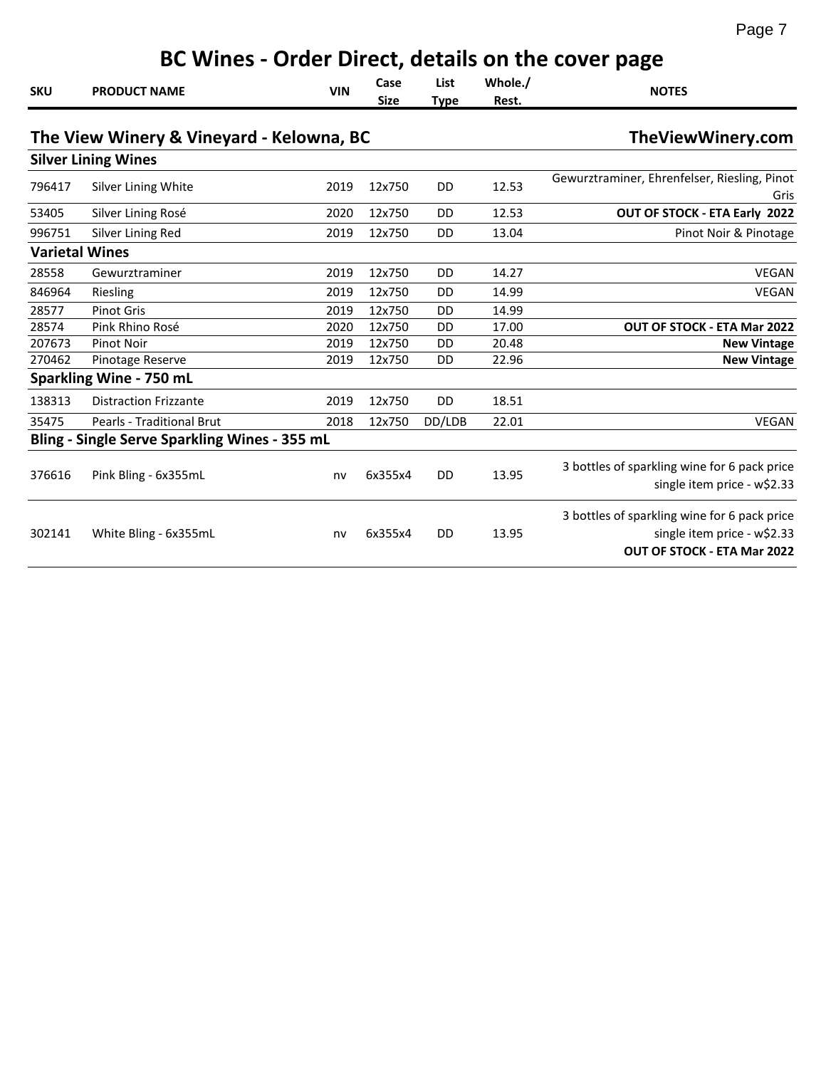# BC Wines - Order Direct, details on the cover page

| SKU | PRODUCT NAME | VIN | Case Size | List Type | Whole./ Rest. | NOTES |
|---|---|---|---|---|---|---|
| **The View Winery & Vineyard - Kelowna, BC** | | | | | | **TheViewWinery.com** |
| **Silver Lining Wines** | | | | | | |
| 796417 | Silver Lining White | 2019 | 12x750 | DD | 12.53 | Gewurztraminer, Ehrenfelser, Riesling, Pinot Gris |
| 53405 | Silver Lining Rosé | 2020 | 12x750 | DD | 12.53 | **OUT OF STOCK - ETA Early 2022** |
| 996751 | Silver Lining Red | 2019 | 12x750 | DD | 13.04 | Pinot Noir & Pinotage |
| **Varietal Wines** | | | | | | |
| 28558 | Gewurztraminer | 2019 | 12x750 | DD | 14.27 | VEGAN |
| 846964 | Riesling | 2019 | 12x750 | DD | 14.99 | VEGAN |
| 28577 | Pinot Gris | 2019 | 12x750 | DD | 14.99 | |
| 28574 | Pink Rhino Rosé | 2020 | 12x750 | DD | 17.00 | **OUT OF STOCK - ETA Mar 2022** |
| 207673 | Pinot Noir | 2019 | 12x750 | DD | 20.48 | **New Vintage** |
| 270462 | Pinotage Reserve | 2019 | 12x750 | DD | 22.96 | **New Vintage** |
| **Sparkling Wine - 750 mL** | | | | | | |
| 138313 | Distraction Frizzante | 2019 | 12x750 | DD | 18.51 | |
| 35475 | Pearls - Traditional Brut | 2018 | 12x750 | DD/LDB | 22.01 | VEGAN |
| **Bling - Single Serve Sparkling Wines - 355 mL** | | | | | | |
| 376616 | Pink Bling - 6x355mL | nv | 6x355x4 | DD | 13.95 | 3 bottles of sparkling wine for 6 pack price single item price - w$2.33 |
| 302141 | White Bling - 6x355mL | nv | 6x355x4 | DD | 13.95 | 3 bottles of sparkling wine for 6 pack price single item price - w$2.33 **OUT OF STOCK - ETA Mar 2022** |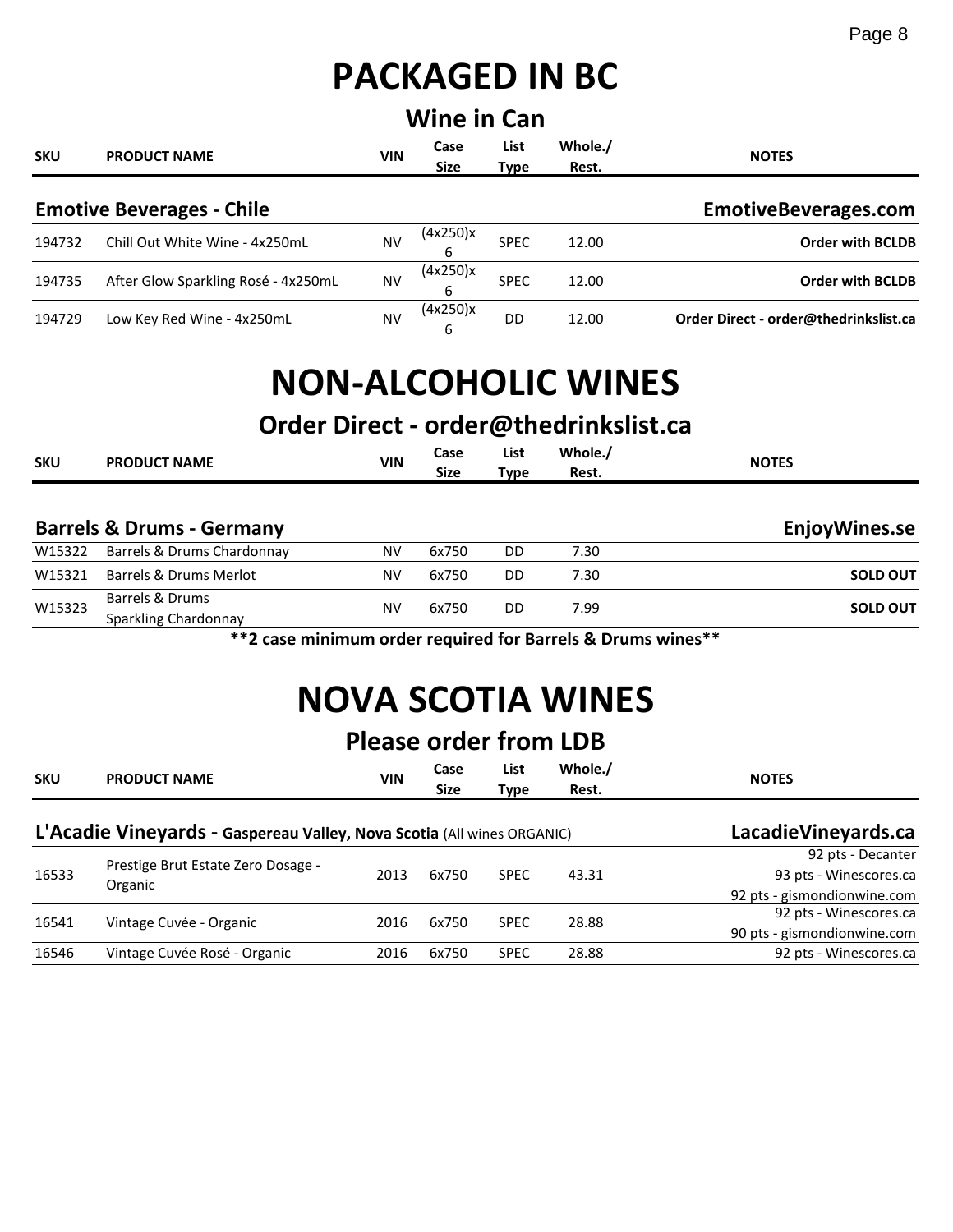# PACKAGED IN BC

## Wine in Can

| SKU | PRODUCT NAME | VIN | Case Size | List Type | Whole./ Rest. | NOTES |
|---|---|---|---|---|---|---|
| **Emotive Beverages - Chile** | | | | | | **EmotiveBeverages.com** |
| 194732 | Chill Out White Wine - 4x250mL | NV | (4x250)x 6 | SPEC | 12.00 | **Order with BCLDB** |
| 194735 | After Glow Sparkling Rosé - 4x250mL | NV | (4x250)x 6 | SPEC | 12.00 | **Order with BCLDB** |
| 194729 | Low Key Red Wine - 4x250mL | NV | (4x250)x 6 | DD | 12.00 | **Order Direct - order@thedrinkslist.ca** |

# NON-ALCOHOLIC WINES

## Order Direct - order@thedrinkslist.ca

| SKU | PRODUCT NAME | VIN | Case Size | List Type | Whole./ Rest. | NOTES |
|---|---|---|---|---|---|---|
| **Barrels & Drums - Germany** | | | | | | **EnjoyWines.se** |
| W15322 | Barrels & Drums Chardonnay | NV | 6x750 | DD | 7.30 | |
| W15321 | Barrels & Drums Merlot | NV | 6x750 | DD | 7.30 | **SOLD OUT** |
| W15323 | Barrels & Drums Sparkling Chardonnay | NV | 6x750 | DD | 7.99 | **SOLD OUT** |

**\*\*2 case minimum order required for Barrels & Drums wines\*\***

# NOVA SCOTIA WINES

## Please order from LDB

| SKU | PRODUCT NAME | VIN | Case Size | List Type | Whole./ Rest. | NOTES |
|---|---|---|---|---|---|---|
| **L'Acadie Vineyards - Gaspereau Valley, Nova Scotia** (All wines ORGANIC) | | | | | | **LacadieVineyards.ca** |
| 16533 | Prestige Brut Estate Zero Dosage - Organic | 2013 | 6x750 | SPEC | 43.31 | 92 pts - Decanter<br>93 pts - Winescores.ca<br>92 pts - gismondionwine.com |
| 16541 | Vintage Cuvée - Organic | 2016 | 6x750 | SPEC | 28.88 | 92 pts - Winescores.ca<br>90 pts - gismondionwine.com |
| 16546 | Vintage Cuvée Rosé - Organic | 2016 | 6x750 | SPEC | 28.88 | 92 pts - Winescores.ca |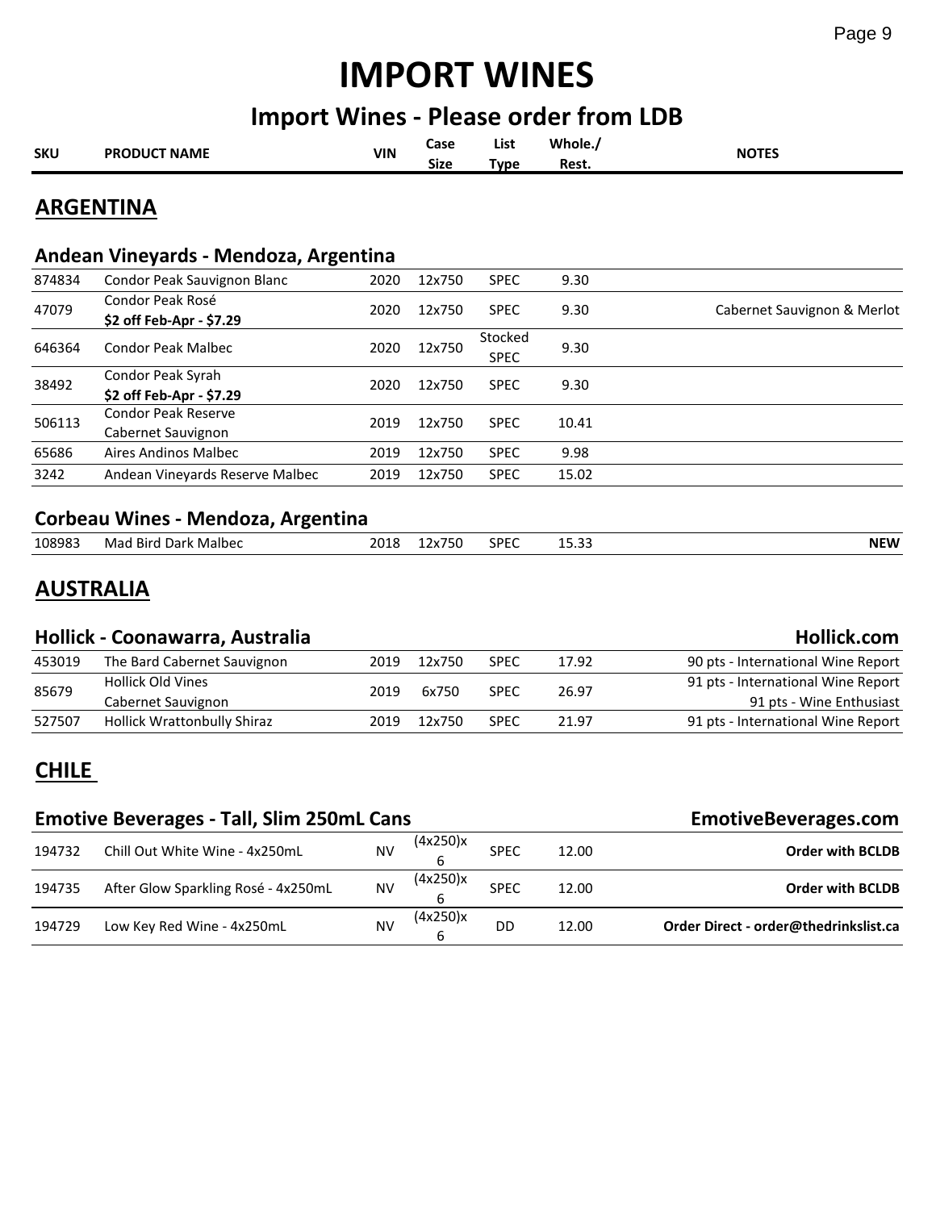# IMPORT WINES

## Import Wines - Please order from LDB

| SKU | PRODUCT NAME | VIN | Case Size | List Type | Whole./ Rest. | NOTES |
|---|---|---|---|---|---|---|

## ARGENTINA

### Andean Vineyards - Mendoza, Argentina

| SKU | PRODUCT NAME | VIN | Case Size | List Type | Whole./ Rest. | NOTES |
|---|---|---|---|---|---|---|
| 874834 | Condor Peak Sauvignon Blanc | 2020 | 12x750 | SPEC | 9.30 | |
| 47079 | Condor Peak Rosé **$2 off Feb-Apr - $7.29** | 2020 | 12x750 | SPEC | 9.30 | Cabernet Sauvignon & Merlot |
| 646364 | Condor Peak Malbec | 2020 | 12x750 | Stocked SPEC | 9.30 | |
| 38492 | Condor Peak Syrah **$2 off Feb-Apr - $7.29** | 2020 | 12x750 | SPEC | 9.30 | |
| 506113 | Condor Peak Reserve Cabernet Sauvignon | 2019 | 12x750 | SPEC | 10.41 | |
| 65686 | Aires Andinos Malbec | 2019 | 12x750 | SPEC | 9.98 | |
| 3242 | Andean Vineyards Reserve Malbec | 2019 | 12x750 | SPEC | 15.02 | |

### Corbeau Wines - Mendoza, Argentina

| SKU | PRODUCT NAME | VIN | Case Size | List Type | Whole./ Rest. | NOTES |
|---|---|---|---|---|---|---|
| 108983 | Mad Bird Dark Malbec | 2018 | 12x750 | SPEC | 15.33 | **NEW** |

## AUSTRALIA

### Hollick - Coonawarra, Australia — Hollick.com

| SKU | PRODUCT NAME | VIN | Case Size | List Type | Whole./ Rest. | NOTES |
|---|---|---|---|---|---|---|
| 453019 | The Bard Cabernet Sauvignon | 2019 | 12x750 | SPEC | 17.92 | 90 pts - International Wine Report |
| 85679 | Hollick Old Vines Cabernet Sauvignon | 2019 | 6x750 | SPEC | 26.97 | 91 pts - International Wine Report<br>91 pts - Wine Enthusiast |
| 527507 | Hollick Wrattonbully Shiraz | 2019 | 12x750 | SPEC | 21.97 | 91 pts - International Wine Report |

## CHILE

### Emotive Beverages - Tall, Slim 250mL Cans — EmotiveBeverages.com

| SKU | PRODUCT NAME | VIN | Case Size | List Type | Whole./ Rest. | NOTES |
|---|---|---|---|---|---|---|
| 194732 | Chill Out White Wine - 4x250mL | NV | (4x250)x6 | SPEC | 12.00 | **Order with BCLDB** |
| 194735 | After Glow Sparkling Rosé - 4x250mL | NV | (4x250)x6 | SPEC | 12.00 | **Order with BCLDB** |
| 194729 | Low Key Red Wine - 4x250mL | NV | (4x250)x6 | DD | 12.00 | **Order Direct - order@thedrinkslist.ca** |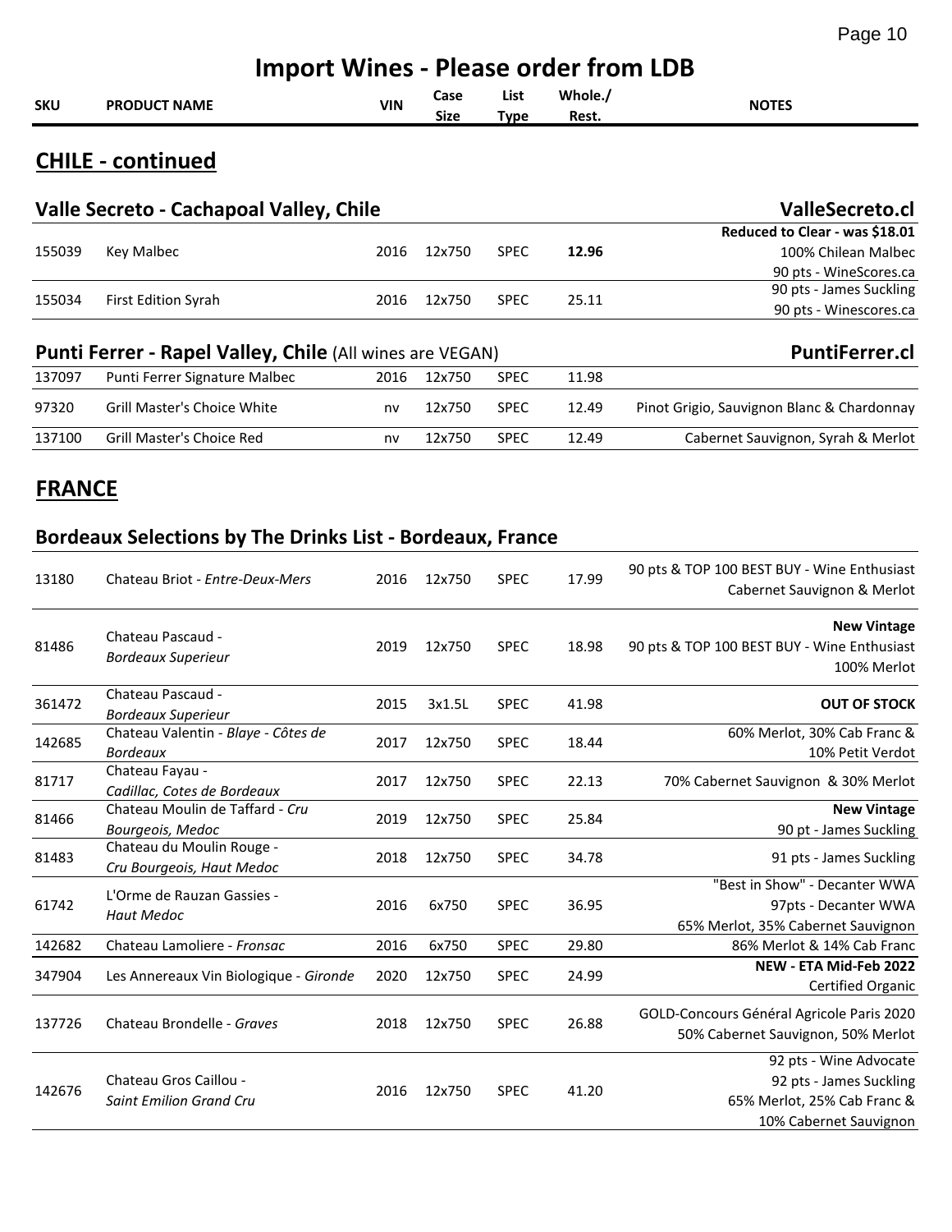# Import Wines - Please order from LDB

## CHILE - continued

### Valle Secreto - Cachapoal Valley, Chile — ValleSecreto.cl

| SKU | PRODUCT NAME | VIN | Case Size | List Type | Whole./ Rest. | NOTES |
|---|---|---|---|---|---|---|
| 155039 | Key Malbec | 2016 | 12x750 | SPEC | **12.96** | **Reduced to Clear - was $18.01**<br>100% Chilean Malbec<br>90 pts - WineScores.ca |
| 155034 | First Edition Syrah | 2016 | 12x750 | SPEC | 25.11 | 90 pts - James Suckling<br>90 pts - Winescores.ca |

### Punti Ferrer - Rapel Valley, Chile (All wines are VEGAN) — PuntiFerrer.cl

| SKU | PRODUCT NAME | VIN | Case Size | List Type | Whole./ Rest. | NOTES |
|---|---|---|---|---|---|---|
| 137097 | Punti Ferrer Signature Malbec | 2016 | 12x750 | SPEC | 11.98 | |
| 97320 | Grill Master's Choice White | nv | 12x750 | SPEC | 12.49 | Pinot Grigio, Sauvignon Blanc & Chardonnay |
| 137100 | Grill Master's Choice Red | nv | 12x750 | SPEC | 12.49 | Cabernet Sauvignon, Syrah & Merlot |

## FRANCE

### Bordeaux Selections by The Drinks List - Bordeaux, France

| SKU | PRODUCT NAME | VIN | Case Size | List Type | Whole./ Rest. | NOTES |
|---|---|---|---|---|---|---|
| 13180 | Chateau Briot - *Entre-Deux-Mers* | 2016 | 12x750 | SPEC | 17.99 | 90 pts & TOP 100 BEST BUY - Wine Enthusiast<br>Cabernet Sauvignon & Merlot |
| 81486 | Chateau Pascaud - *Bordeaux Superieur* | 2019 | 12x750 | SPEC | 18.98 | **New Vintage**<br>90 pts & TOP 100 BEST BUY - Wine Enthusiast<br>100% Merlot |
| 361472 | Chateau Pascaud - *Bordeaux Superieur* | 2015 | 3x1.5L | SPEC | 41.98 | **OUT OF STOCK** |
| 142685 | Chateau Valentin - *Blaye - Côtes de Bordeaux* | 2017 | 12x750 | SPEC | 18.44 | 60% Merlot, 30% Cab Franc & 10% Petit Verdot |
| 81717 | Chateau Fayau - *Cadillac, Cotes de Bordeaux* | 2017 | 12x750 | SPEC | 22.13 | 70% Cabernet Sauvignon & 30% Merlot |
| 81466 | Chateau Moulin de Taffard - *Cru Bourgeois, Medoc* | 2019 | 12x750 | SPEC | 25.84 | **New Vintage**<br>90 pt - James Suckling |
| 81483 | Chateau du Moulin Rouge - *Cru Bourgeois, Haut Medoc* | 2018 | 12x750 | SPEC | 34.78 | 91 pts - James Suckling |
| 61742 | L'Orme de Rauzan Gassies - *Haut Medoc* | 2016 | 6x750 | SPEC | 36.95 | "Best in Show" - Decanter WWA<br>97pts - Decanter WWA<br>65% Merlot, 35% Cabernet Sauvignon |
| 142682 | Chateau Lamoliere - *Fronsac* | 2016 | 6x750 | SPEC | 29.80 | 86% Merlot & 14% Cab Franc |
| 347904 | Les Annereaux Vin Biologique - *Gironde* | 2020 | 12x750 | SPEC | 24.99 | **NEW - ETA Mid-Feb 2022**<br>Certified Organic |
| 137726 | Chateau Brondelle - *Graves* | 2018 | 12x750 | SPEC | 26.88 | GOLD-Concours Général Agricole Paris 2020<br>50% Cabernet Sauvignon, 50% Merlot |
| 142676 | Chateau Gros Caillou - *Saint Emilion Grand Cru* | 2016 | 12x750 | SPEC | 41.20 | 92 pts - Wine Advocate<br>92 pts - James Suckling<br>65% Merlot, 25% Cab Franc & 10% Cabernet Sauvignon |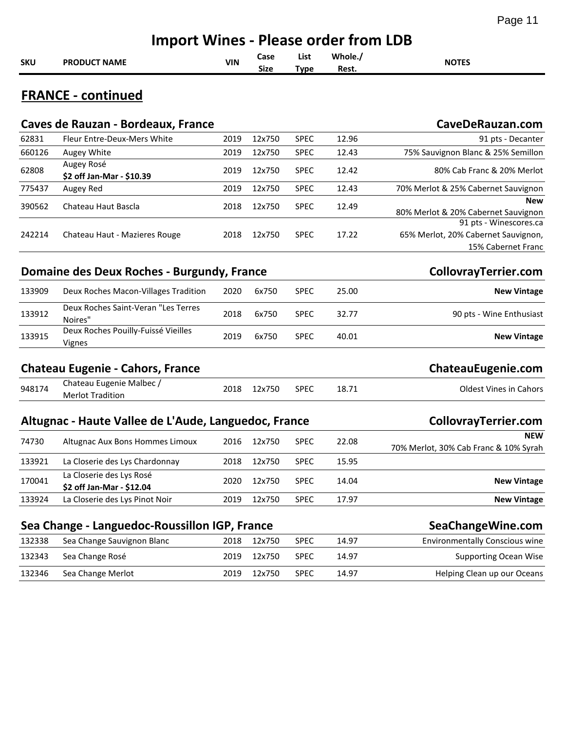# Import Wines - Please order from LDB

## FRANCE - continued

### Caves de Rauzan - Bordeaux, France — CaveDeRauzan.com

| SKU | PRODUCT NAME | VIN | Case Size | List Type | Whole./ Rest. | NOTES |
|---|---|---|---|---|---|---|
| 62831 | Fleur Entre-Deux-Mers White | 2019 | 12x750 | SPEC | 12.96 | 91 pts - Decanter |
| 660126 | Augey White | 2019 | 12x750 | SPEC | 12.43 | 75% Sauvignon Blanc & 25% Semillon |
| 62808 | Augey Rosé **$2 off Jan-Mar - $10.39** | 2019 | 12x750 | SPEC | 12.42 | 80% Cab Franc & 20% Merlot |
| 775437 | Augey Red | 2019 | 12x750 | SPEC | 12.43 | 70% Merlot & 25% Cabernet Sauvignon |
| 390562 | Chateau Haut Bascla | 2018 | 12x750 | SPEC | 12.49 | **New** 80% Merlot & 20% Cabernet Sauvignon |
| 242214 | Chateau Haut - Mazieres Rouge | 2018 | 12x750 | SPEC | 17.22 | 91 pts - Winescores.ca 65% Merlot, 20% Cabernet Sauvignon, 15% Cabernet Franc |

### Domaine des Deux Roches - Burgundy, France — CollovrayTerrier.com

| SKU | PRODUCT NAME | VIN | Case Size | List Type | Whole./ Rest. | NOTES |
|---|---|---|---|---|---|---|
| 133909 | Deux Roches Macon-Villages Tradition | 2020 | 6x750 | SPEC | 25.00 | **New Vintage** |
| 133912 | Deux Roches Saint-Veran "Les Terres Noires" | 2018 | 6x750 | SPEC | 32.77 | 90 pts - Wine Enthusiast |
| 133915 | Deux Roches Pouilly-Fuissé Vieilles Vignes | 2019 | 6x750 | SPEC | 40.01 | **New Vintage** |

### Chateau Eugenie - Cahors, France — ChateauEugenie.com

| SKU | PRODUCT NAME | VIN | Case Size | List Type | Whole./ Rest. | NOTES |
|---|---|---|---|---|---|---|
| 948174 | Chateau Eugenie Malbec / Merlot Tradition | 2018 | 12x750 | SPEC | 18.71 | Oldest Vines in Cahors |

### Altugnac - Haute Vallee de L'Aude, Languedoc, France — CollovrayTerrier.com

| SKU | PRODUCT NAME | VIN | Case Size | List Type | Whole./ Rest. | NOTES |
|---|---|---|---|---|---|---|
| 74730 | Altugnac Aux Bons Hommes Limoux | 2016 | 12x750 | SPEC | 22.08 | **NEW** 70% Merlot, 30% Cab Franc & 10% Syrah |
| 133921 | La Closerie des Lys Chardonnay | 2018 | 12x750 | SPEC | 15.95 | |
| 170041 | La Closerie des Lys Rosé **$2 off Jan-Mar - $12.04** | 2020 | 12x750 | SPEC | 14.04 | **New Vintage** |
| 133924 | La Closerie des Lys Pinot Noir | 2019 | 12x750 | SPEC | 17.97 | **New Vintage** |

### Sea Change - Languedoc-Roussillon IGP, France — SeaChangeWine.com

| SKU | PRODUCT NAME | VIN | Case Size | List Type | Whole./ Rest. | NOTES |
|---|---|---|---|---|---|---|
| 132338 | Sea Change Sauvignon Blanc | 2018 | 12x750 | SPEC | 14.97 | Environmentally Conscious wine |
| 132343 | Sea Change Rosé | 2019 | 12x750 | SPEC | 14.97 | Supporting Ocean Wise |
| 132346 | Sea Change Merlot | 2019 | 12x750 | SPEC | 14.97 | Helping Clean up our Oceans |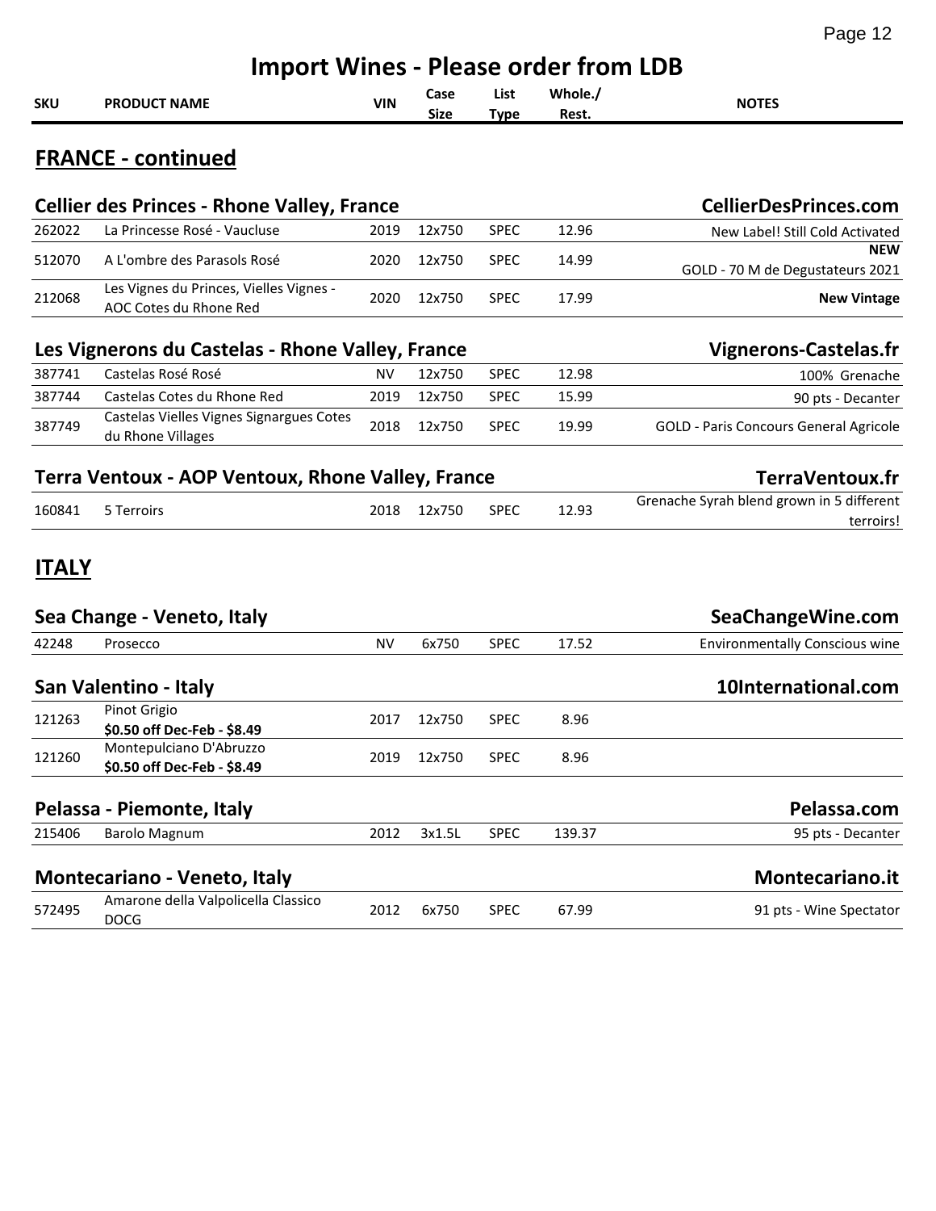# Import Wines - Please order from LDB

## FRANCE - continued

### Cellier des Princes - Rhone Valley, France — CellierDesPrinces.com

| SKU | PRODUCT NAME | VIN | Case Size | List Type | Whole./ Rest. | NOTES |
|---|---|---|---|---|---|---|
| 262022 | La Princesse Rosé - Vaucluse | 2019 | 12x750 | SPEC | 12.96 | New Label! Still Cold Activated |
| 512070 | A L'ombre des Parasols Rosé | 2020 | 12x750 | SPEC | 14.99 | **NEW** GOLD - 70 M de Degustateurs 2021 |
| 212068 | Les Vignes du Princes, Vielles Vignes - AOC Cotes du Rhone Red | 2020 | 12x750 | SPEC | 17.99 | **New Vintage** |

### Les Vignerons du Castelas - Rhone Valley, France — Vignerons-Castelas.fr

| SKU | PRODUCT NAME | VIN | Case Size | List Type | Whole./ Rest. | NOTES |
|---|---|---|---|---|---|---|
| 387741 | Castelas Rosé Rosé | NV | 12x750 | SPEC | 12.98 | 100% Grenache |
| 387744 | Castelas Cotes du Rhone Red | 2019 | 12x750 | SPEC | 15.99 | 90 pts - Decanter |
| 387749 | Castelas Vielles Vignes Signargues Cotes du Rhone Villages | 2018 | 12x750 | SPEC | 19.99 | GOLD - Paris Concours General Agricole |

### Terra Ventoux - AOP Ventoux, Rhone Valley, France — TerraVentoux.fr

| SKU | PRODUCT NAME | VIN | Case Size | List Type | Whole./ Rest. | NOTES |
|---|---|---|---|---|---|---|
| 160841 | 5 Terroirs | 2018 | 12x750 | SPEC | 12.93 | Grenache Syrah blend grown in 5 different terroirs! |

## ITALY

### Sea Change - Veneto, Italy — SeaChangeWine.com

| SKU | PRODUCT NAME | VIN | Case Size | List Type | Whole./ Rest. | NOTES |
|---|---|---|---|---|---|---|
| 42248 | Prosecco | NV | 6x750 | SPEC | 17.52 | Environmentally Conscious wine |

### San Valentino - Italy — 10International.com

| SKU | PRODUCT NAME | VIN | Case Size | List Type | Whole./ Rest. | NOTES |
|---|---|---|---|---|---|---|
| 121263 | Pinot Grigio **$0.50 off Dec-Feb - $8.49** | 2017 | 12x750 | SPEC | 8.96 | |
| 121260 | Montepulciano D'Abruzzo **$0.50 off Dec-Feb - $8.49** | 2019 | 12x750 | SPEC | 8.96 | |

### Pelassa - Piemonte, Italy — Pelassa.com

| SKU | PRODUCT NAME | VIN | Case Size | List Type | Whole./ Rest. | NOTES |
|---|---|---|---|---|---|---|
| 215406 | Barolo Magnum | 2012 | 3x1.5L | SPEC | 139.37 | 95 pts - Decanter |

### Montecariano - Veneto, Italy — Montecariano.it

| SKU | PRODUCT NAME | VIN | Case Size | List Type | Whole./ Rest. | NOTES |
|---|---|---|---|---|---|---|
| 572495 | Amarone della Valpolicella Classico DOCG | 2012 | 6x750 | SPEC | 67.99 | 91 pts - Wine Spectator |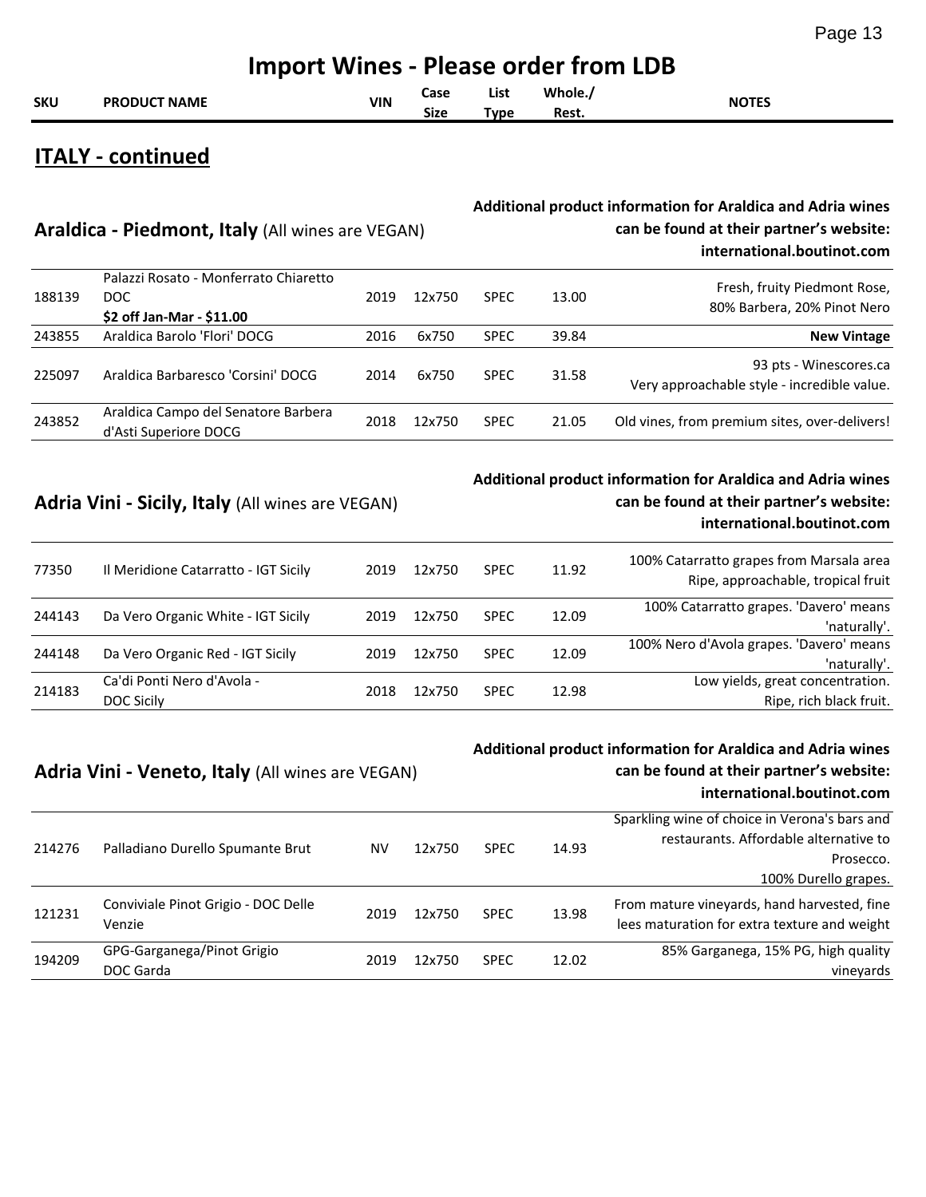# Import Wines - Please order from LDB

## ITALY - continued

### Araldica - Piedmont, Italy (All wines are VEGAN)

**Additional product information for Araldica and Adria wines can be found at their partner's website: international.boutinot.com**

| SKU | PRODUCT NAME | VIN | Case Size | List Type | Whole./ Rest. | NOTES |
|---|---|---|---|---|---|---|
| 188139 | Palazzi Rosato - Monferrato Chiaretto DOC **$2 off Jan-Mar - $11.00** | 2019 | 12x750 | SPEC | 13.00 | Fresh, fruity Piedmont Rose, 80% Barbera, 20% Pinot Nero |
| 243855 | Araldica Barolo 'Flori' DOCG | 2016 | 6x750 | SPEC | 39.84 | **New Vintage** |
| 225097 | Araldica Barbaresco 'Corsini' DOCG | 2014 | 6x750 | SPEC | 31.58 | 93 pts - Winescores.ca Very approachable style - incredible value. |
| 243852 | Araldica Campo del Senatore Barbera d'Asti Superiore DOCG | 2018 | 12x750 | SPEC | 21.05 | Old vines, from premium sites, over-delivers! |

### Adria Vini - Sicily, Italy (All wines are VEGAN)

**Additional product information for Araldica and Adria wines can be found at their partner's website: international.boutinot.com**

| SKU | PRODUCT NAME | VIN | Case Size | List Type | Whole./ Rest. | NOTES |
|---|---|---|---|---|---|---|
| 77350 | Il Meridione Catarratto - IGT Sicily | 2019 | 12x750 | SPEC | 11.92 | 100% Catarratto grapes from Marsala area Ripe, approachable, tropical fruit |
| 244143 | Da Vero Organic White - IGT Sicily | 2019 | 12x750 | SPEC | 12.09 | 100% Catarratto grapes. 'Davero' means 'naturally'. |
| 244148 | Da Vero Organic Red - IGT Sicily | 2019 | 12x750 | SPEC | 12.09 | 100% Nero d'Avola grapes. 'Davero' means 'naturally'. |
| 214183 | Ca'di Ponti Nero d'Avola - DOC Sicily | 2018 | 12x750 | SPEC | 12.98 | Low yields, great concentration. Ripe, rich black fruit. |

### Adria Vini - Veneto, Italy (All wines are VEGAN)

**Additional product information for Araldica and Adria wines can be found at their partner's website: international.boutinot.com**

| SKU | PRODUCT NAME | VIN | Case Size | List Type | Whole./ Rest. | NOTES |
|---|---|---|---|---|---|---|
| 214276 | Palladiano Durello Spumante Brut | NV | 12x750 | SPEC | 14.93 | Sparkling wine of choice in Verona's bars and restaurants. Affordable alternative to Prosecco. 100% Durello grapes. |
| 121231 | Conviviale Pinot Grigio - DOC Delle Venzie | 2019 | 12x750 | SPEC | 13.98 | From mature vineyards, hand harvested, fine lees maturation for extra texture and weight |
| 194209 | GPG-Garganega/Pinot Grigio DOC Garda | 2019 | 12x750 | SPEC | 12.02 | 85% Garganega, 15% PG, high quality vineyards |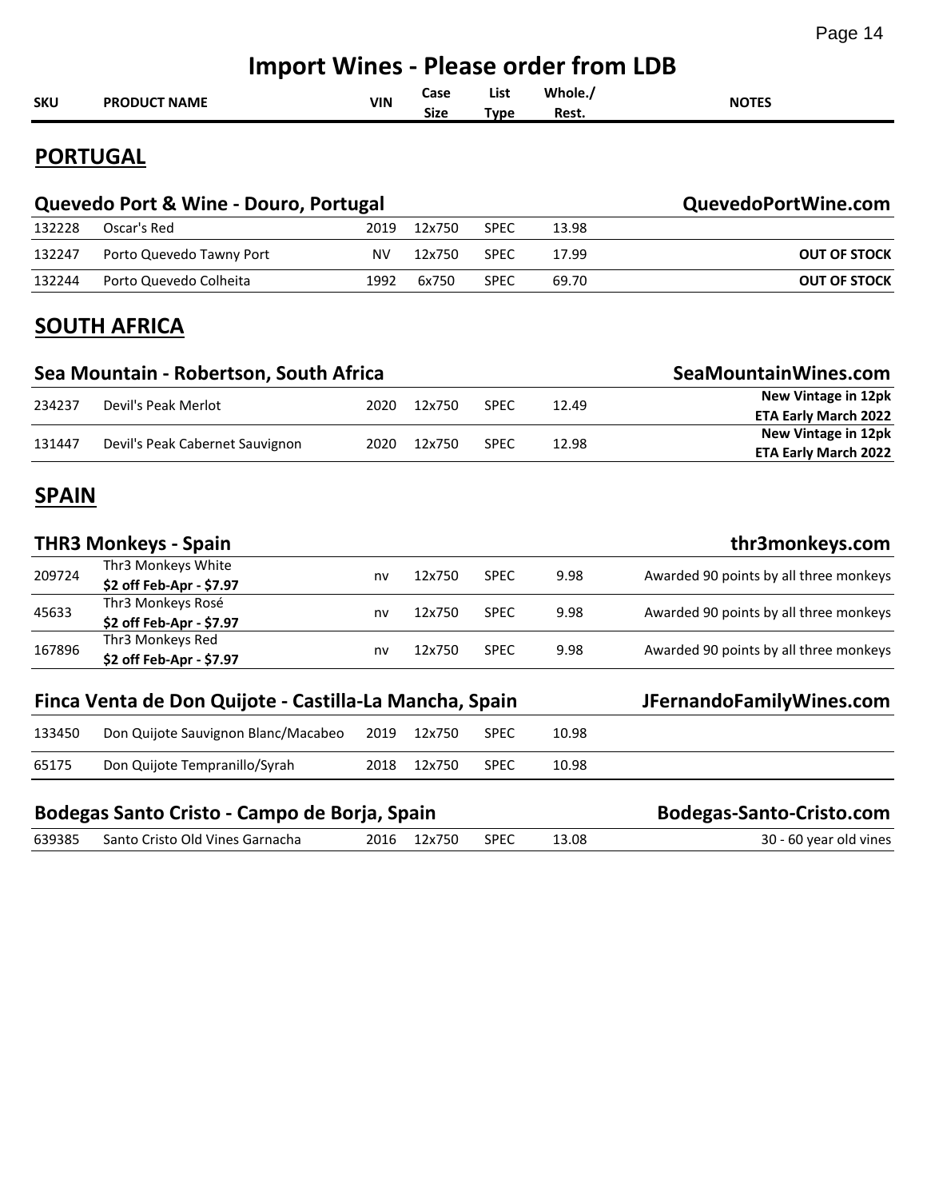# Import Wines - Please order from LDB

## PORTUGAL

### Quevedo Port & Wine - Douro, Portugal — QuevedoPortWine.com

| SKU | PRODUCT NAME | VIN | Case Size | List Type | Whole./ Rest. | NOTES |
|---|---|---|---|---|---|---|
| 132228 | Oscar's Red | 2019 | 12x750 | SPEC | 13.98 | |
| 132247 | Porto Quevedo Tawny Port | NV | 12x750 | SPEC | 17.99 | **OUT OF STOCK** |
| 132244 | Porto Quevedo Colheita | 1992 | 6x750 | SPEC | 69.70 | **OUT OF STOCK** |

## SOUTH AFRICA

### Sea Mountain - Robertson, South Africa — SeaMountainWines.com

| SKU | PRODUCT NAME | VIN | Case Size | List Type | Whole./ Rest. | NOTES |
|---|---|---|---|---|---|---|
| 234237 | Devil's Peak Merlot | 2020 | 12x750 | SPEC | 12.49 | **New Vintage in 12pk ETA Early March 2022** |
| 131447 | Devil's Peak Cabernet Sauvignon | 2020 | 12x750 | SPEC | 12.98 | **New Vintage in 12pk ETA Early March 2022** |

## SPAIN

### THR3 Monkeys - Spain — thr3monkeys.com

| SKU | PRODUCT NAME | VIN | Case Size | List Type | Whole./ Rest. | NOTES |
|---|---|---|---|---|---|---|
| 209724 | Thr3 Monkeys White **$2 off Feb-Apr - $7.97** | nv | 12x750 | SPEC | 9.98 | Awarded 90 points by all three monkeys |
| 45633 | Thr3 Monkeys Rosé **$2 off Feb-Apr - $7.97** | nv | 12x750 | SPEC | 9.98 | Awarded 90 points by all three monkeys |
| 167896 | Thr3 Monkeys Red **$2 off Feb-Apr - $7.97** | nv | 12x750 | SPEC | 9.98 | Awarded 90 points by all three monkeys |

### Finca Venta de Don Quijote - Castilla-La Mancha, Spain — JFernandoFamilyWines.com

| SKU | PRODUCT NAME | VIN | Case Size | List Type | Whole./ Rest. | NOTES |
|---|---|---|---|---|---|---|
| 133450 | Don Quijote Sauvignon Blanc/Macabeo | 2019 | 12x750 | SPEC | 10.98 | |
| 65175 | Don Quijote Tempranillo/Syrah | 2018 | 12x750 | SPEC | 10.98 | |

### Bodegas Santo Cristo - Campo de Borja, Spain — Bodegas-Santo-Cristo.com

| SKU | PRODUCT NAME | VIN | Case Size | List Type | Whole./ Rest. | NOTES |
|---|---|---|---|---|---|---|
| 639385 | Santo Cristo Old Vines Garnacha | 2016 | 12x750 | SPEC | 13.08 | 30 - 60 year old vines |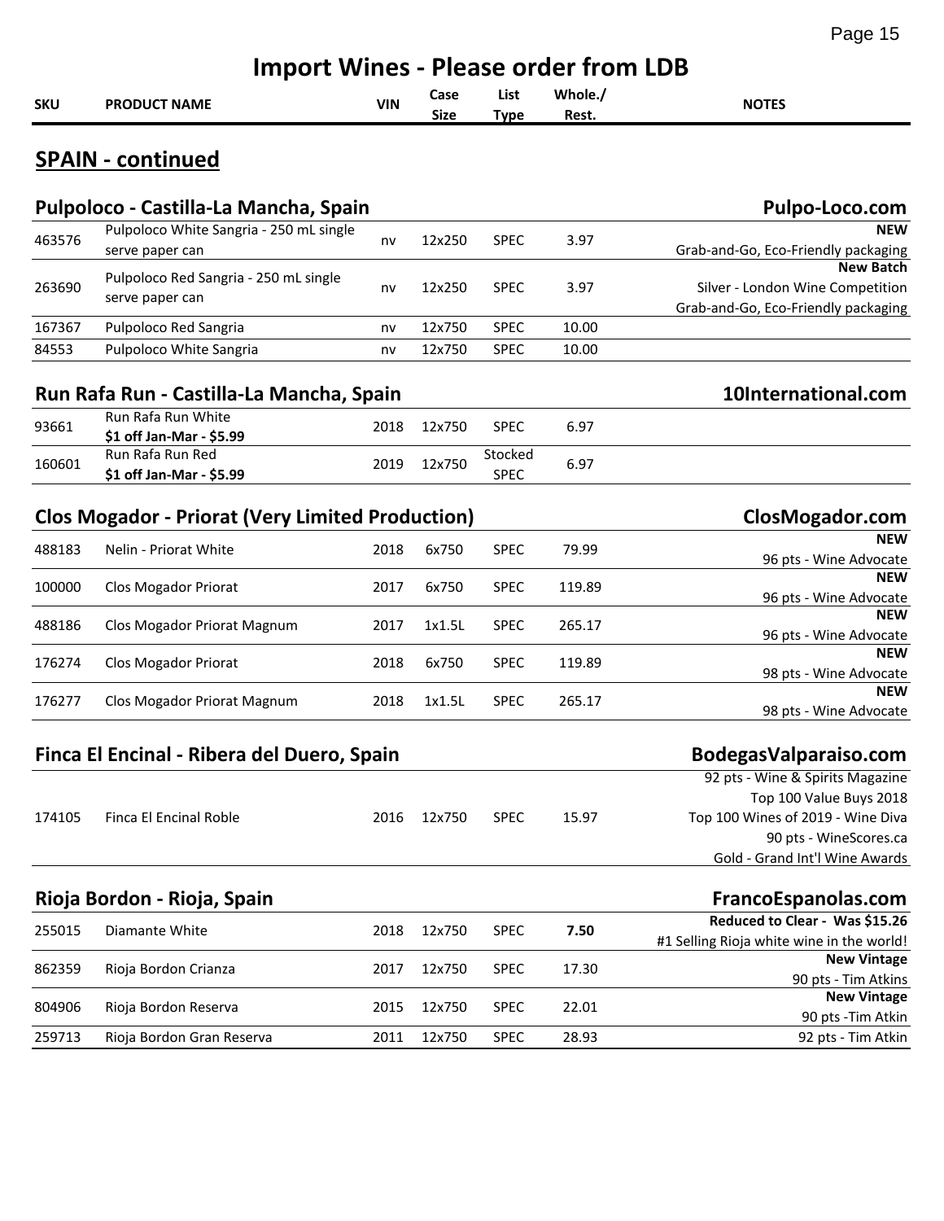# Import Wines - Please order from LDB

## SPAIN - continued

### Pulpoloco - Castilla-La Mancha, Spain — Pulpo-Loco.com

| SKU | PRODUCT NAME | VIN | Case Size | List Type | Whole./ Rest. | NOTES |
|---|---|---|---|---|---|---|
| 463576 | Pulpoloco White Sangria - 250 mL single serve paper can | nv | 12x250 | SPEC | 3.97 | **NEW**<br>Grab-and-Go, Eco-Friendly packaging |
| 263690 | Pulpoloco Red Sangria - 250 mL single serve paper can | nv | 12x250 | SPEC | 3.97 | **New Batch**<br>Silver - London Wine Competition<br>Grab-and-Go, Eco-Friendly packaging |
| 167367 | Pulpoloco Red Sangria | nv | 12x750 | SPEC | 10.00 | |
| 84553 | Pulpoloco White Sangria | nv | 12x750 | SPEC | 10.00 | |

### Run Rafa Run - Castilla-La Mancha, Spain — 10International.com

| SKU | PRODUCT NAME | VIN | Case Size | List Type | Whole./ Rest. | NOTES |
|---|---|---|---|---|---|---|
| 93661 | Run Rafa Run White<br>**$1 off Jan-Mar - $5.99** | 2018 | 12x750 | SPEC | 6.97 | |
| 160601 | Run Rafa Run Red<br>**$1 off Jan-Mar - $5.99** | 2019 | 12x750 | Stocked SPEC | 6.97 | |

### Clos Mogador - Priorat (Very Limited Production) — ClosMogador.com

| SKU | PRODUCT NAME | VIN | Case Size | List Type | Whole./ Rest. | NOTES |
|---|---|---|---|---|---|---|
| 488183 | Nelin - Priorat White | 2018 | 6x750 | SPEC | 79.99 | **NEW**<br>96 pts - Wine Advocate |
| 100000 | Clos Mogador Priorat | 2017 | 6x750 | SPEC | 119.89 | **NEW**<br>96 pts - Wine Advocate |
| 488186 | Clos Mogador Priorat Magnum | 2017 | 1x1.5L | SPEC | 265.17 | **NEW**<br>96 pts - Wine Advocate |
| 176274 | Clos Mogador Priorat | 2018 | 6x750 | SPEC | 119.89 | **NEW**<br>98 pts - Wine Advocate |
| 176277 | Clos Mogador Priorat Magnum | 2018 | 1x1.5L | SPEC | 265.17 | **NEW**<br>98 pts - Wine Advocate |

### Finca El Encinal - Ribera del Duero, Spain — BodegasValparaiso.com

| SKU | PRODUCT NAME | VIN | Case Size | List Type | Whole./ Rest. | NOTES |
|---|---|---|---|---|---|---|
| 174105 | Finca El Encinal Roble | 2016 | 12x750 | SPEC | 15.97 | 92 pts - Wine & Spirits Magazine<br>Top 100 Value Buys 2018<br>Top 100 Wines of 2019 - Wine Diva<br>90 pts - WineScores.ca<br>Gold - Grand Int'l Wine Awards |

### Rioja Bordon - Rioja, Spain — FrancoEspanolas.com

| SKU | PRODUCT NAME | VIN | Case Size | List Type | Whole./ Rest. | NOTES |
|---|---|---|---|---|---|---|
| 255015 | Diamante White | 2018 | 12x750 | SPEC | **7.50** | **Reduced to Clear - Was $15.26**<br>#1 Selling Rioja white wine in the world! |
| 862359 | Rioja Bordon Crianza | 2017 | 12x750 | SPEC | 17.30 | **New Vintage**<br>90 pts - Tim Atkins |
| 804906 | Rioja Bordon Reserva | 2015 | 12x750 | SPEC | 22.01 | **New Vintage**<br>90 pts -Tim Atkin |
| 259713 | Rioja Bordon Gran Reserva | 2011 | 12x750 | SPEC | 28.93 | 92 pts - Tim Atkin |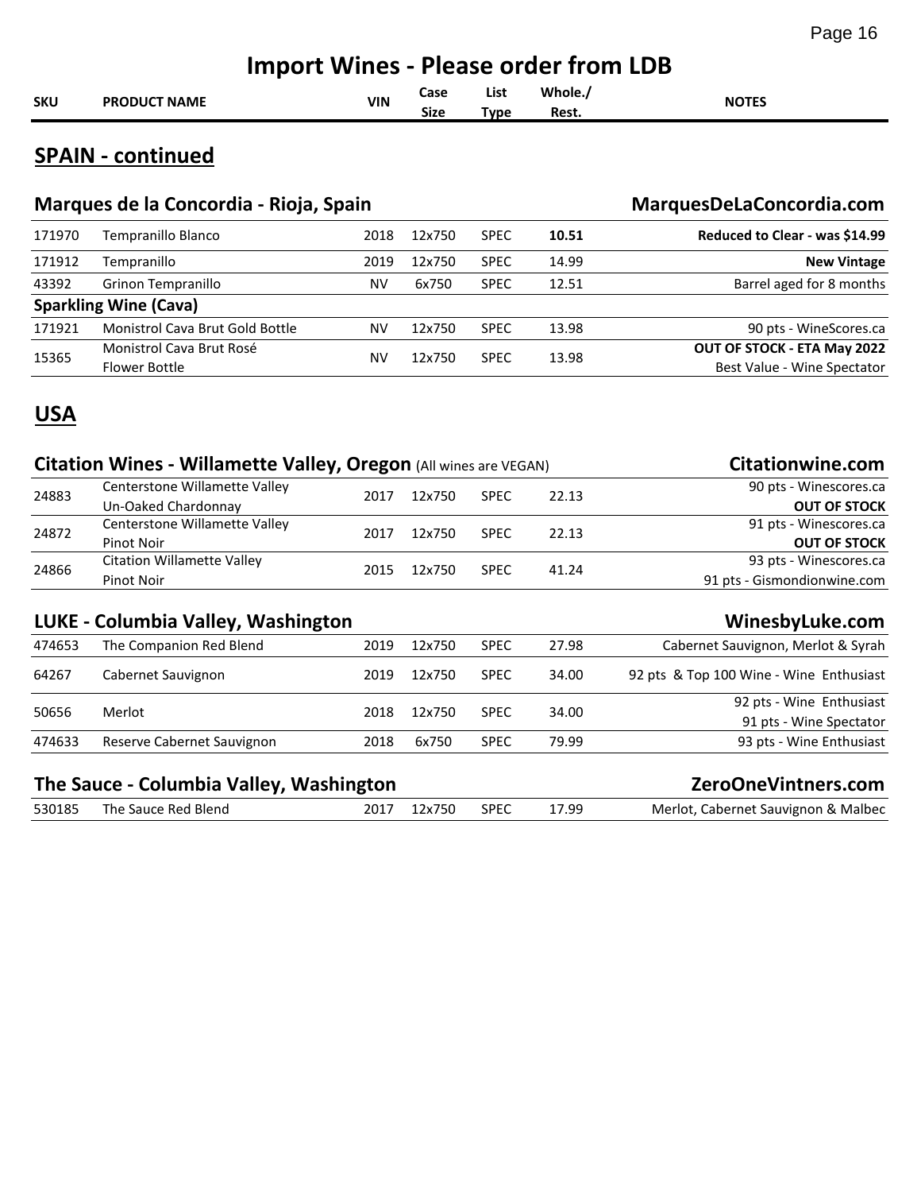# Import Wines - Please order from LDB

## SPAIN - continued

### Marques de la Concordia - Rioja, Spain — MarquesDeLaConcordia.com

| SKU | PRODUCT NAME | VIN | Case Size | List Type | Whole./ Rest. | NOTES |
|---|---|---|---|---|---|---|
| 171970 | Tempranillo Blanco | 2018 | 12x750 | SPEC | **10.51** | **Reduced to Clear - was $14.99** |
| 171912 | Tempranillo | 2019 | 12x750 | SPEC | 14.99 | **New Vintage** |
| 43392 | Grinon Tempranillo | NV | 6x750 | SPEC | 12.51 | Barrel aged for 8 months |
| **Sparkling Wine (Cava)** | | | | | | |
| 171921 | Monistrol Cava Brut Gold Bottle | NV | 12x750 | SPEC | 13.98 | 90 pts - WineScores.ca |
| 15365 | Monistrol Cava Brut Rosé Flower Bottle | NV | 12x750 | SPEC | 13.98 | **OUT OF STOCK - ETA May 2022** Best Value - Wine Spectator |

## USA

### Citation Wines - Willamette Valley, Oregon (All wines are VEGAN) — Citationwine.com

| SKU | PRODUCT NAME | VIN | Case Size | List Type | Whole./ Rest. | NOTES |
|---|---|---|---|---|---|---|
| 24883 | Centerstone Willamette Valley Un-Oaked Chardonnay | 2017 | 12x750 | SPEC | 22.13 | 90 pts - Winescores.ca **OUT OF STOCK** |
| 24872 | Centerstone Willamette Valley Pinot Noir | 2017 | 12x750 | SPEC | 22.13 | 91 pts - Winescores.ca **OUT OF STOCK** |
| 24866 | Citation Willamette Valley Pinot Noir | 2015 | 12x750 | SPEC | 41.24 | 93 pts - Winescores.ca 91 pts - Gismondionwine.com |

### LUKE - Columbia Valley, Washington — WinesbyLuke.com

| SKU | PRODUCT NAME | VIN | Case Size | List Type | Whole./ Rest. | NOTES |
|---|---|---|---|---|---|---|
| 474653 | The Companion Red Blend | 2019 | 12x750 | SPEC | 27.98 | Cabernet Sauvignon, Merlot & Syrah |
| 64267 | Cabernet Sauvignon | 2019 | 12x750 | SPEC | 34.00 | 92 pts & Top 100 Wine - Wine Enthusiast |
| 50656 | Merlot | 2018 | 12x750 | SPEC | 34.00 | 92 pts - Wine Enthusiast 91 pts - Wine Spectator |
| 474633 | Reserve Cabernet Sauvignon | 2018 | 6x750 | SPEC | 79.99 | 93 pts - Wine Enthusiast |

### The Sauce - Columbia Valley, Washington — ZeroOneVintners.com

| SKU | PRODUCT NAME | VIN | Case Size | List Type | Whole./ Rest. | NOTES |
|---|---|---|---|---|---|---|
| 530185 | The Sauce Red Blend | 2017 | 12x750 | SPEC | 17.99 | Merlot, Cabernet Sauvignon & Malbec |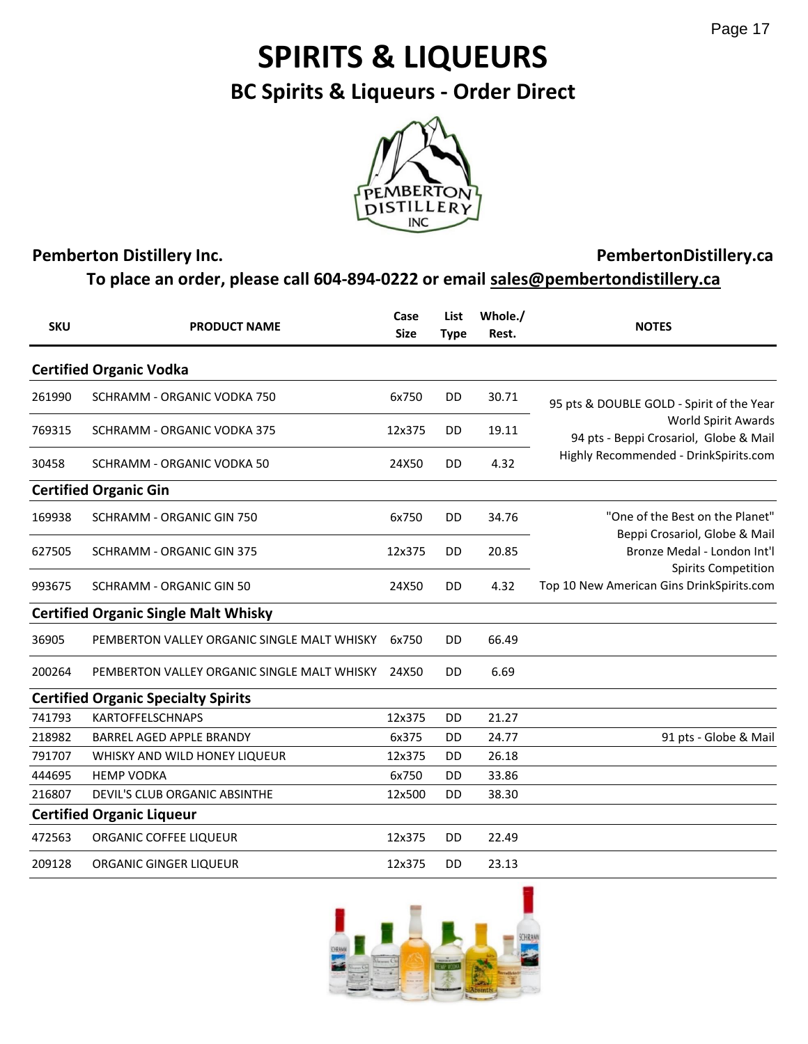# SPIRITS & LIQUEURS

## BC Spirits & Liqueurs - Order Direct

**Pemberton Distillery Inc.** **PembertonDistillery.ca**

**To place an order, please call 604-894-0222 or email sales@pembertondistillery.ca**

| SKU | PRODUCT NAME | Case Size | List Type | Whole./ Rest. | NOTES |
|---|---|---|---|---|---|
| **Certified Organic Vodka** | | | | | |
| 261990 | SCHRAMM - ORGANIC VODKA 750 | 6x750 | DD | 30.71 | 95 pts & DOUBLE GOLD - Spirit of the Year World Spirit Awards 94 pts - Beppi Crosariol, Globe & Mail Highly Recommended - DrinkSpirits.com |
| 769315 | SCHRAMM - ORGANIC VODKA 375 | 12x375 | DD | 19.11 | |
| 30458 | SCHRAMM - ORGANIC VODKA 50 | 24X50 | DD | 4.32 | |
| **Certified Organic Gin** | | | | | |
| 169938 | SCHRAMM - ORGANIC GIN 750 | 6x750 | DD | 34.76 | "One of the Best on the Planet" Beppi Crosariol, Globe & Mail Bronze Medal - London Int'l Spirits Competition Top 10 New American Gins DrinkSpirits.com |
| 627505 | SCHRAMM - ORGANIC GIN 375 | 12x375 | DD | 20.85 | |
| 993675 | SCHRAMM - ORGANIC GIN 50 | 24X50 | DD | 4.32 | |
| **Certified Organic Single Malt Whisky** | | | | | |
| 36905 | PEMBERTON VALLEY ORGANIC SINGLE MALT WHISKY | 6x750 | DD | 66.49 | |
| 200264 | PEMBERTON VALLEY ORGANIC SINGLE MALT WHISKY | 24X50 | DD | 6.69 | |
| **Certified Organic Specialty Spirits** | | | | | |
| 741793 | KARTOFFELSCHNAPS | 12x375 | DD | 21.27 | |
| 218982 | BARREL AGED APPLE BRANDY | 6x375 | DD | 24.77 | 91 pts - Globe & Mail |
| 791707 | WHISKY AND WILD HONEY LIQUEUR | 12x375 | DD | 26.18 | |
| 444695 | HEMP VODKA | 6x750 | DD | 33.86 | |
| 216807 | DEVIL'S CLUB ORGANIC ABSINTHE | 12x500 | DD | 38.30 | |
| **Certified Organic Liqueur** | | | | | |
| 472563 | ORGANIC COFFEE LIQUEUR | 12x375 | DD | 22.49 | |
| 209128 | ORGANIC GINGER LIQUEUR | 12x375 | DD | 23.13 | |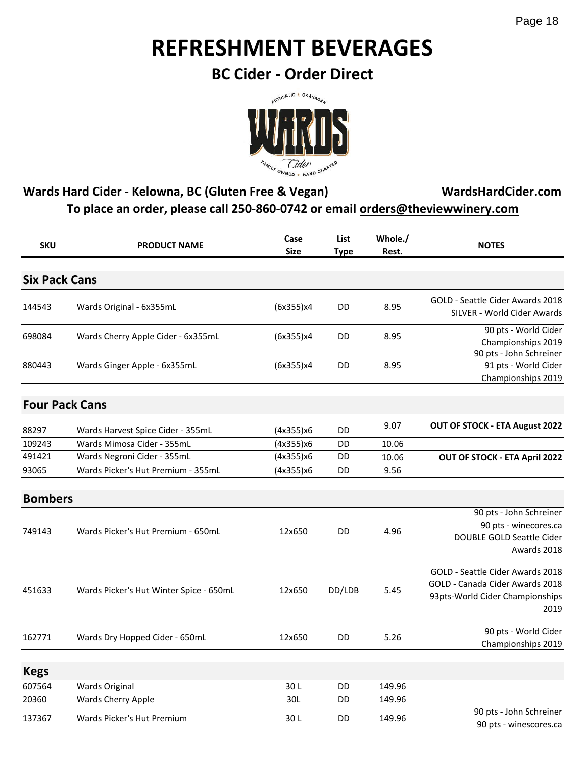# REFRESHMENT BEVERAGES

## BC Cider - Order Direct

**Wards Hard Cider - Kelowna, BC (Gluten Free & Vegan)** **WardsHardCider.com**

**To place an order, please call 250-860-0742 or email orders@theviewwinery.com**

| SKU | PRODUCT NAME | Case Size | List Type | Whole./ Rest. | NOTES |
|---|---|---|---|---|---|
| **Six Pack Cans** | | | | | |
| 144543 | Wards Original - 6x355mL | (6x355)x4 | DD | 8.95 | GOLD - Seattle Cider Awards 2018 SILVER - World Cider Awards |
| 698084 | Wards Cherry Apple Cider - 6x355mL | (6x355)x4 | DD | 8.95 | 90 pts - World Cider Championships 2019 |
| 880443 | Wards Ginger Apple - 6x355mL | (6x355)x4 | DD | 8.95 | 90 pts - John Schreiner 91 pts - World Cider Championships 2019 |
| **Four Pack Cans** | | | | | |
| 88297 | Wards Harvest Spice Cider - 355mL | (4x355)x6 | DD | 9.07 | **OUT OF STOCK - ETA August 2022** |
| 109243 | Wards Mimosa Cider - 355mL | (4x355)x6 | DD | 10.06 | |
| 491421 | Wards Negroni Cider - 355mL | (4x355)x6 | DD | 10.06 | **OUT OF STOCK - ETA April 2022** |
| 93065 | Wards Picker's Hut Premium - 355mL | (4x355)x6 | DD | 9.56 | |
| **Bombers** | | | | | |
| 749143 | Wards Picker's Hut Premium - 650mL | 12x650 | DD | 4.96 | 90 pts - John Schreiner 90 pts - winecores.ca DOUBLE GOLD Seattle Cider Awards 2018 |
| 451633 | Wards Picker's Hut Winter Spice - 650mL | 12x650 | DD/LDB | 5.45 | GOLD - Seattle Cider Awards 2018 GOLD - Canada Cider Awards 2018 93pts-World Cider Championships 2019 |
| 162771 | Wards Dry Hopped Cider - 650mL | 12x650 | DD | 5.26 | 90 pts - World Cider Championships 2019 |
| **Kegs** | | | | | |
| 607564 | Wards Original | 30 L | DD | 149.96 | |
| 20360 | Wards Cherry Apple | 30L | DD | 149.96 | |
| 137367 | Wards Picker's Hut Premium | 30 L | DD | 149.96 | 90 pts - John Schreiner 90 pts - winescores.ca |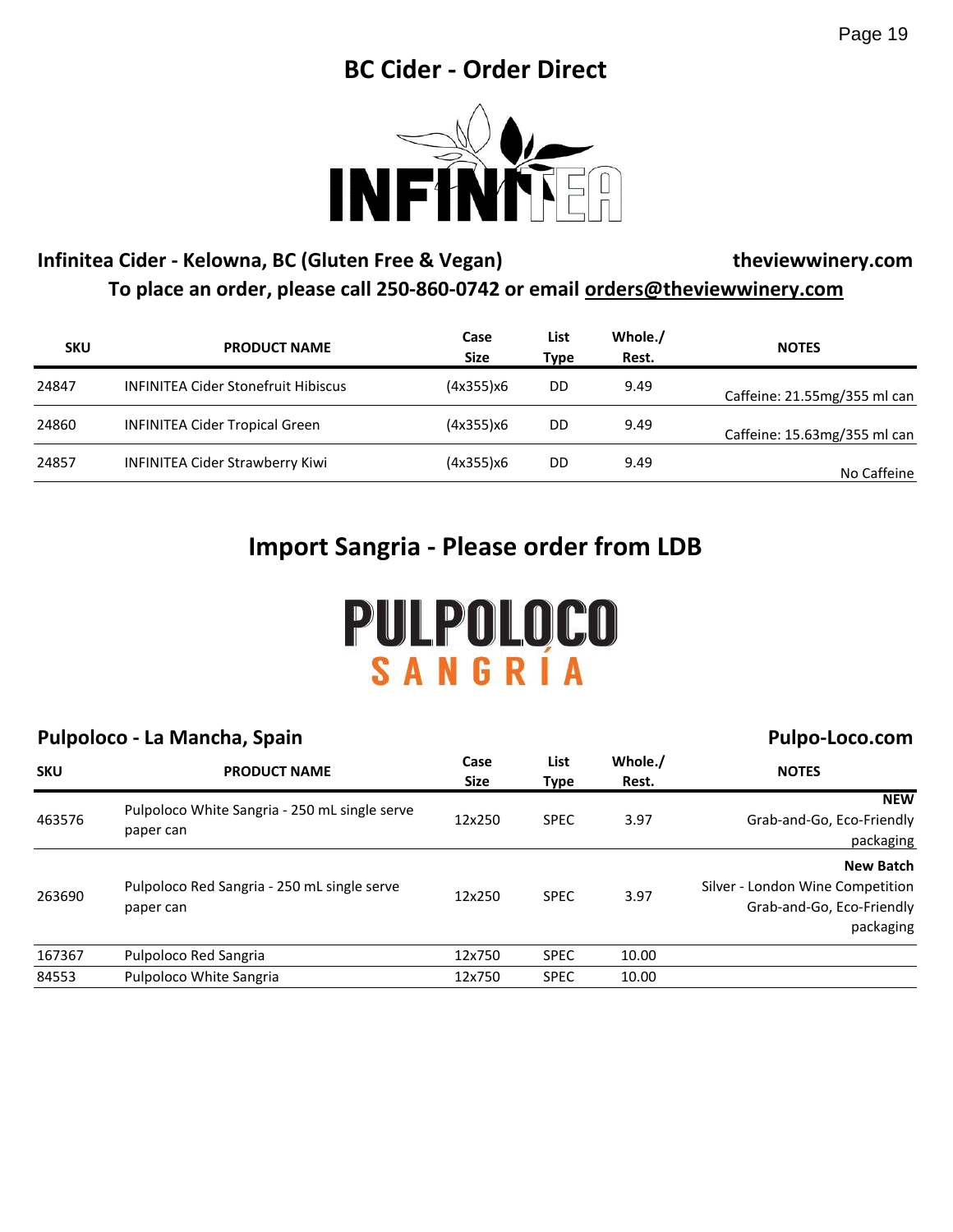# BC Cider - Order Direct

INFINITEA

## Infinitea Cider - Kelowna, BC (Gluten Free & Vegan)

**theviewwinery.com**

**To place an order, please call 250-860-0742 or email orders@theviewwinery.com**

| SKU | PRODUCT NAME | Case Size | List Type | Whole./ Rest. | NOTES |
|---|---|---|---|---|---|
| 24847 | INFINITEA Cider Stonefruit Hibiscus | (4x355)x6 | DD | 9.49 | Caffeine: 21.55mg/355 ml can |
| 24860 | INFINITEA Cider Tropical Green | (4x355)x6 | DD | 9.49 | Caffeine: 15.63mg/355 ml can |
| 24857 | INFINITEA Cider Strawberry Kiwi | (4x355)x6 | DD | 9.49 | No Caffeine |

# Import Sangria - Please order from LDB

PULPOLOCO SANGRÍA

## Pulpoloco - La Mancha, Spain

**Pulpo-Loco.com**

| SKU | PRODUCT NAME | Case Size | List Type | Whole./ Rest. | NOTES |
|---|---|---|---|---|---|
| 463576 | Pulpoloco White Sangria - 250 mL single serve paper can | 12x250 | SPEC | 3.97 | **NEW** Grab-and-Go, Eco-Friendly packaging |
| 263690 | Pulpoloco Red Sangria - 250 mL single serve paper can | 12x250 | SPEC | 3.97 | **New Batch** Silver - London Wine Competition Grab-and-Go, Eco-Friendly packaging |
| 167367 | Pulpoloco Red Sangria | 12x750 | SPEC | 10.00 | |
| 84553 | Pulpoloco White Sangria | 12x750 | SPEC | 10.00 | |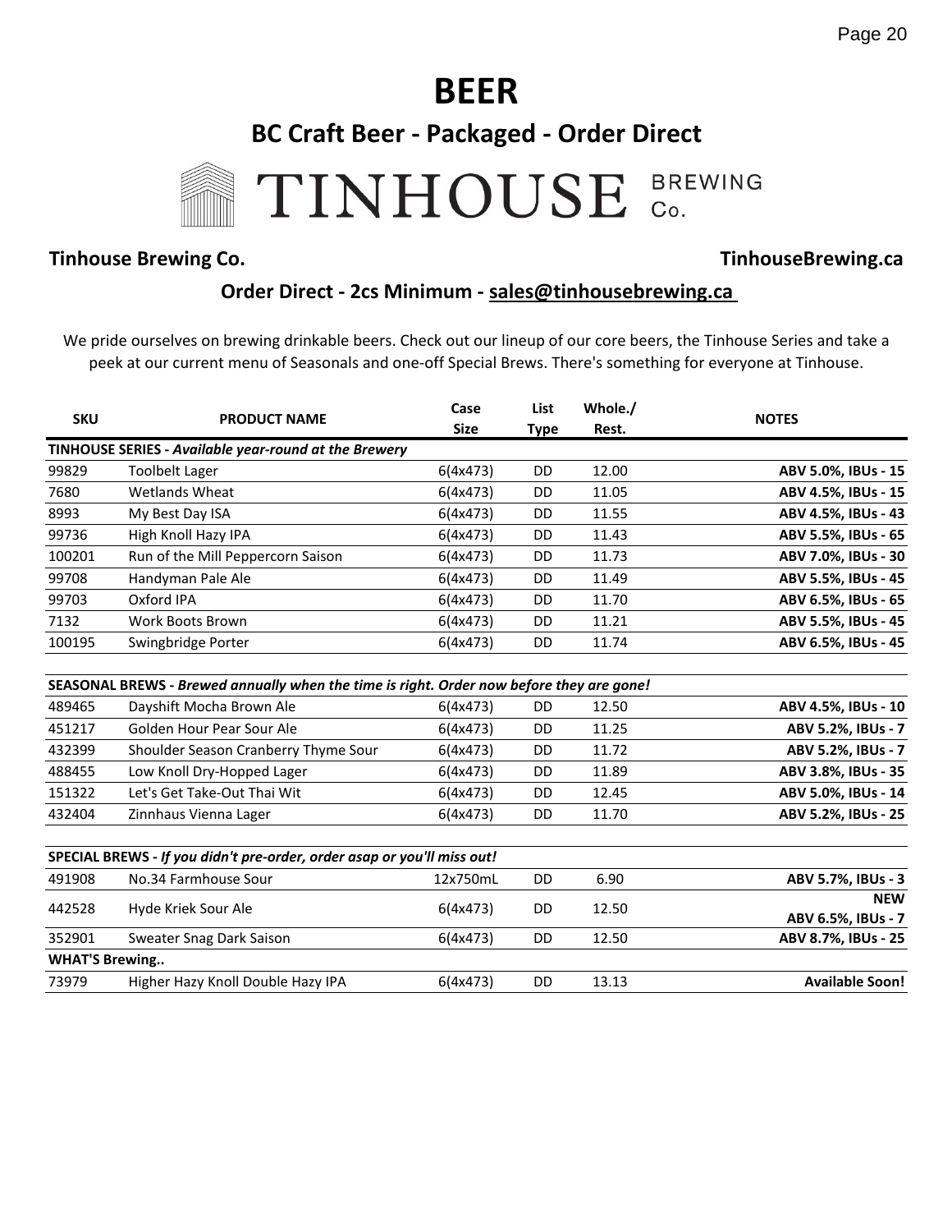# BEER

## BC Craft Beer - Packaged - Order Direct

TINHOUSE BREWING Co.

**Tinhouse Brewing Co.** **TinhouseBrewing.ca**

**Order Direct - 2cs Minimum - sales@tinhousebrewing.ca**

We pride ourselves on brewing drinkable beers. Check out our lineup of our core beers, the Tinhouse Series and take a peek at our current menu of Seasonals and one-off Special Brews. There's something for everyone at Tinhouse.

| SKU | PRODUCT NAME | Case Size | List Type | Whole./ Rest. | NOTES |
|---|---|---|---|---|---|
| **TINHOUSE SERIES -** ***Available year-round at the Brewery*** | | | | | |
| 99829 | Toolbelt Lager | 6(4x473) | DD | 12.00 | **ABV 5.0%, IBUs - 15** |
| 7680 | Wetlands Wheat | 6(4x473) | DD | 11.05 | **ABV 4.5%, IBUs - 15** |
| 8993 | My Best Day ISA | 6(4x473) | DD | 11.55 | **ABV 4.5%, IBUs - 43** |
| 99736 | High Knoll Hazy IPA | 6(4x473) | DD | 11.43 | **ABV 5.5%, IBUs - 65** |
| 100201 | Run of the Mill Peppercorn Saison | 6(4x473) | DD | 11.73 | **ABV 7.0%, IBUs - 30** |
| 99708 | Handyman Pale Ale | 6(4x473) | DD | 11.49 | **ABV 5.5%, IBUs - 45** |
| 99703 | Oxford IPA | 6(4x473) | DD | 11.70 | **ABV 6.5%, IBUs - 65** |
| 7132 | Work Boots Brown | 6(4x473) | DD | 11.21 | **ABV 5.5%, IBUs - 45** |
| 100195 | Swingbridge Porter | 6(4x473) | DD | 11.74 | **ABV 6.5%, IBUs - 45** |
| **SEASONAL BREWS -** ***Brewed annually when the time is right. Order now before they are gone!*** | | | | | |
| 489465 | Dayshift Mocha Brown Ale | 6(4x473) | DD | 12.50 | **ABV 4.5%, IBUs - 10** |
| 451217 | Golden Hour Pear Sour Ale | 6(4x473) | DD | 11.25 | **ABV 5.2%, IBUs - 7** |
| 432399 | Shoulder Season Cranberry Thyme Sour | 6(4x473) | DD | 11.72 | **ABV 5.2%, IBUs - 7** |
| 488455 | Low Knoll Dry-Hopped Lager | 6(4x473) | DD | 11.89 | **ABV 3.8%, IBUs - 35** |
| 151322 | Let's Get Take-Out Thai Wit | 6(4x473) | DD | 12.45 | **ABV 5.0%, IBUs - 14** |
| 432404 | Zinnhaus Vienna Lager | 6(4x473) | DD | 11.70 | **ABV 5.2%, IBUs - 25** |
| **SPECIAL BREWS -** ***If you didn't pre-order, order asap or you'll miss out!*** | | | | | |
| 491908 | No.34 Farmhouse Sour | 12x750mL | DD | 6.90 | **ABV 5.7%, IBUs - 3** |
| 442528 | Hyde Kriek Sour Ale | 6(4x473) | DD | 12.50 | **NEW** **ABV 6.5%, IBUs - 7** |
| 352901 | Sweater Snag Dark Saison | 6(4x473) | DD | 12.50 | **ABV 8.7%, IBUs - 25** |
| **WHAT'S Brewing..** | | | | | |
| 73979 | Higher Hazy Knoll Double Hazy IPA | 6(4x473) | DD | 13.13 | **Available Soon!** |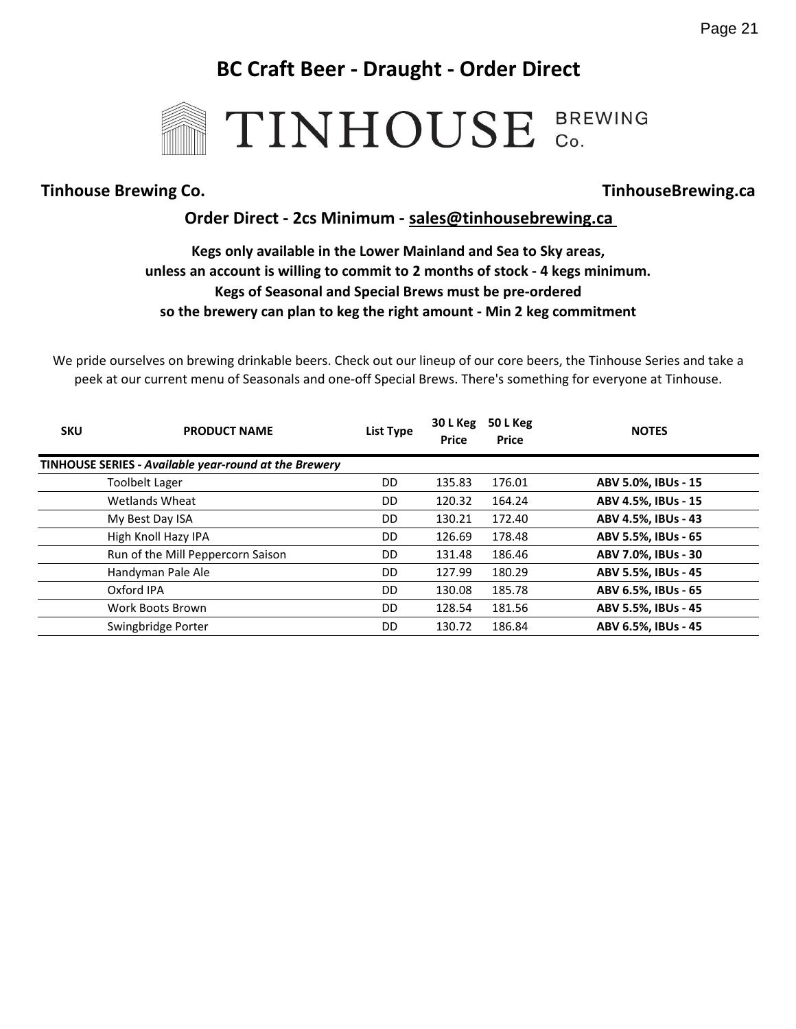# BC Craft Beer - Draught - Order Direct

TINHOUSE BREWING Co.

**Tinhouse Brewing Co.** **TinhouseBrewing.ca**

**Order Direct - 2cs Minimum - sales@tinhousebrewing.ca**

**Kegs only available in the Lower Mainland and Sea to Sky areas,**
**unless an account is willing to commit to 2 months of stock - 4 kegs minimum.**
**Kegs of Seasonal and Special Brews must be pre-ordered**
**so the brewery can plan to keg the right amount - Min 2 keg commitment**

We pride ourselves on brewing drinkable beers. Check out our lineup of our core beers, the Tinhouse Series and take a peek at our current menu of Seasonals and one-off Special Brews. There's something for everyone at Tinhouse.

| SKU | PRODUCT NAME | List Type | 30 L Keg Price | 50 L Keg Price | NOTES |
|---|---|---|---|---|---|
| **TINHOUSE SERIES - *Available year-round at the Brewery*** | | | | | |
| | Toolbelt Lager | DD | 135.83 | 176.01 | **ABV 5.0%, IBUs - 15** |
| | Wetlands Wheat | DD | 120.32 | 164.24 | **ABV 4.5%, IBUs - 15** |
| | My Best Day ISA | DD | 130.21 | 172.40 | **ABV 4.5%, IBUs - 43** |
| | High Knoll Hazy IPA | DD | 126.69 | 178.48 | **ABV 5.5%, IBUs - 65** |
| | Run of the Mill Peppercorn Saison | DD | 131.48 | 186.46 | **ABV 7.0%, IBUs - 30** |
| | Handyman Pale Ale | DD | 127.99 | 180.29 | **ABV 5.5%, IBUs - 45** |
| | Oxford IPA | DD | 130.08 | 185.78 | **ABV 6.5%, IBUs - 65** |
| | Work Boots Brown | DD | 128.54 | 181.56 | **ABV 5.5%, IBUs - 45** |
| | Swingbridge Porter | DD | 130.72 | 186.84 | **ABV 6.5%, IBUs - 45** |